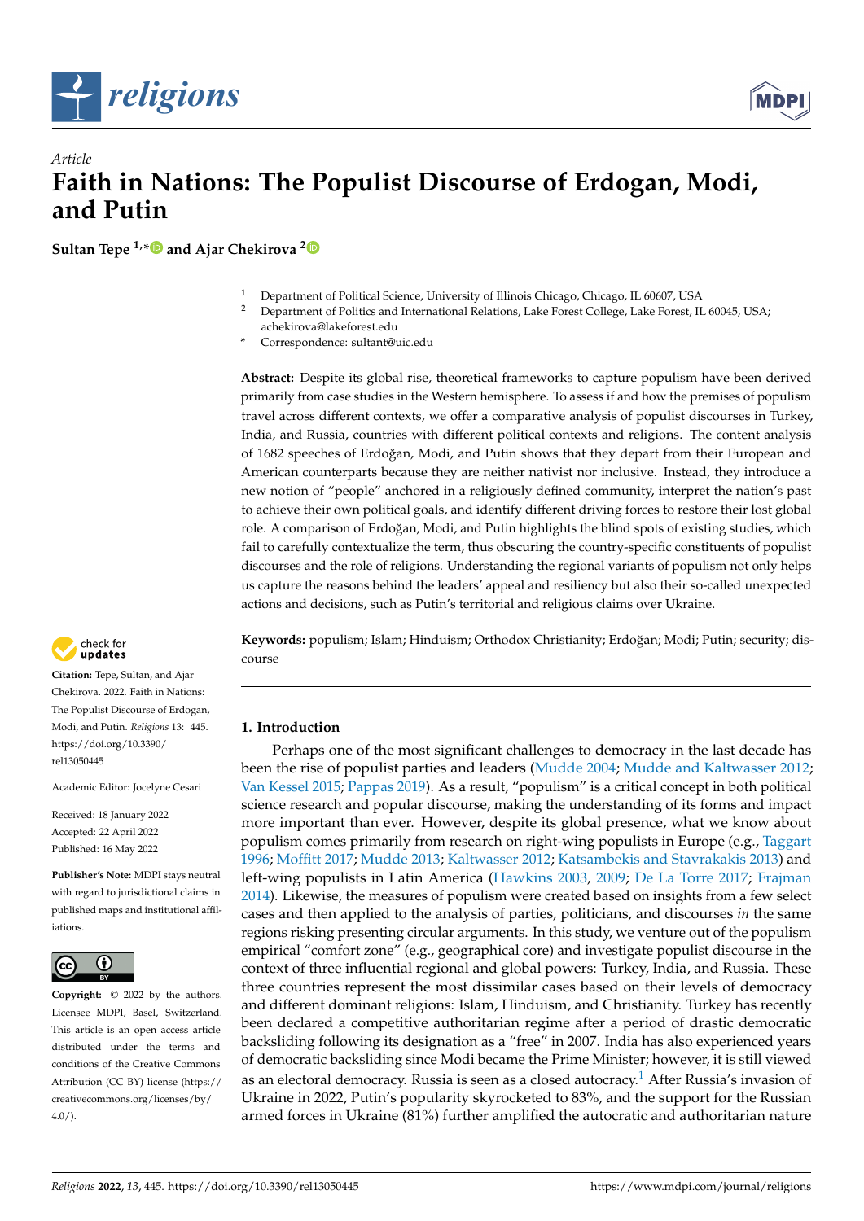*Article*

# Faith in Nations: The Populist Discourse of Erdogan, Modi, and Putin

**Sultan Tepe [1,*] and Ajar Chekirova [2]**

[1] Department of Political Science, University of Illinois Chicago, Chicago, IL 60607, USA
[2] Department of Politics and International Relations, Lake Forest College, Lake Forest, IL 60045, USA; achekirova@lakeforest.edu
\* Correspondence: sultant@uic.edu

**Abstract:** Despite its global rise, theoretical frameworks to capture populism have been derived primarily from case studies in the Western hemisphere. To assess if and how the premises of populism travel across different contexts, we offer a comparative analysis of populist discourses in Turkey, India, and Russia, countries with different political contexts and religions. The content analysis of 1682 speeches of Erdoğan, Modi, and Putin shows that they depart from their European and American counterparts because they are neither nativist nor inclusive. Instead, they introduce a new notion of "people" anchored in a religiously defined community, interpret the nation's past to achieve their own political goals, and identify different driving forces to restore their lost global role. A comparison of Erdoğan, Modi, and Putin highlights the blind spots of existing studies, which fail to carefully contextualize the term, thus obscuring the country-specific constituents of populist discourses and the role of religions. Understanding the regional variants of populism not only helps us capture the reasons behind the leaders' appeal and resiliency but also their so-called unexpected actions and decisions, such as Putin's territorial and religious claims over Ukraine.

**Keywords:** populism; Islam; Hinduism; Orthodox Christianity; Erdoğan; Modi; Putin; security; discourse

**Citation:** Tepe, Sultan, and Ajar Chekirova. 2022. Faith in Nations: The Populist Discourse of Erdogan, Modi, and Putin. *Religions* 13: 445. https://doi.org/10.3390/rel13050445

Academic Editor: Jocelyne Cesari

Received: 18 January 2022
Accepted: 22 April 2022
Published: 16 May 2022

**Publisher's Note:** MDPI stays neutral with regard to jurisdictional claims in published maps and institutional affiliations.

**Copyright:** © 2022 by the authors. Licensee MDPI, Basel, Switzerland. This article is an open access article distributed under the terms and conditions of the Creative Commons Attribution (CC BY) license (https://creativecommons.org/licenses/by/4.0/).

## 1. Introduction

Perhaps one of the most significant challenges to democracy in the last decade has been the rise of populist parties and leaders (Mudde 2004; Mudde and Kaltwasser 2012; Van Kessel 2015; Pappas 2019). As a result, "populism" is a critical concept in both political science research and popular discourse, making the understanding of its forms and impact more important than ever. However, despite its global presence, what we know about populism comes primarily from research on right-wing populists in Europe (e.g., Taggart 1996; Moffitt 2017; Mudde 2013; Kaltwasser 2012; Katsambekis and Stavrakakis 2013) and left-wing populists in Latin America (Hawkins 2003, 2009; De La Torre 2017; Frajman 2014). Likewise, the measures of populism were created based on insights from a few select cases and then applied to the analysis of parties, politicians, and discourses *in* the same regions risking presenting circular arguments. In this study, we venture out of the populism empirical "comfort zone" (e.g., geographical core) and investigate populist discourse in the context of three influential regional and global powers: Turkey, India, and Russia. These three countries represent the most dissimilar cases based on their levels of democracy and different dominant religions: Islam, Hinduism, and Christianity. Turkey has recently been declared a competitive authoritarian regime after a period of drastic democratic backsliding following its designation as a "free" in 2007. India has also experienced years of democratic backsliding since Modi became the Prime Minister; however, it is still viewed as an electoral democracy. Russia is seen as a closed autocracy.[1] After Russia's invasion of Ukraine in 2022, Putin's popularity skyrocketed to 83%, and the support for the Russian armed forces in Ukraine (81%) further amplified the autocratic and authoritarian nature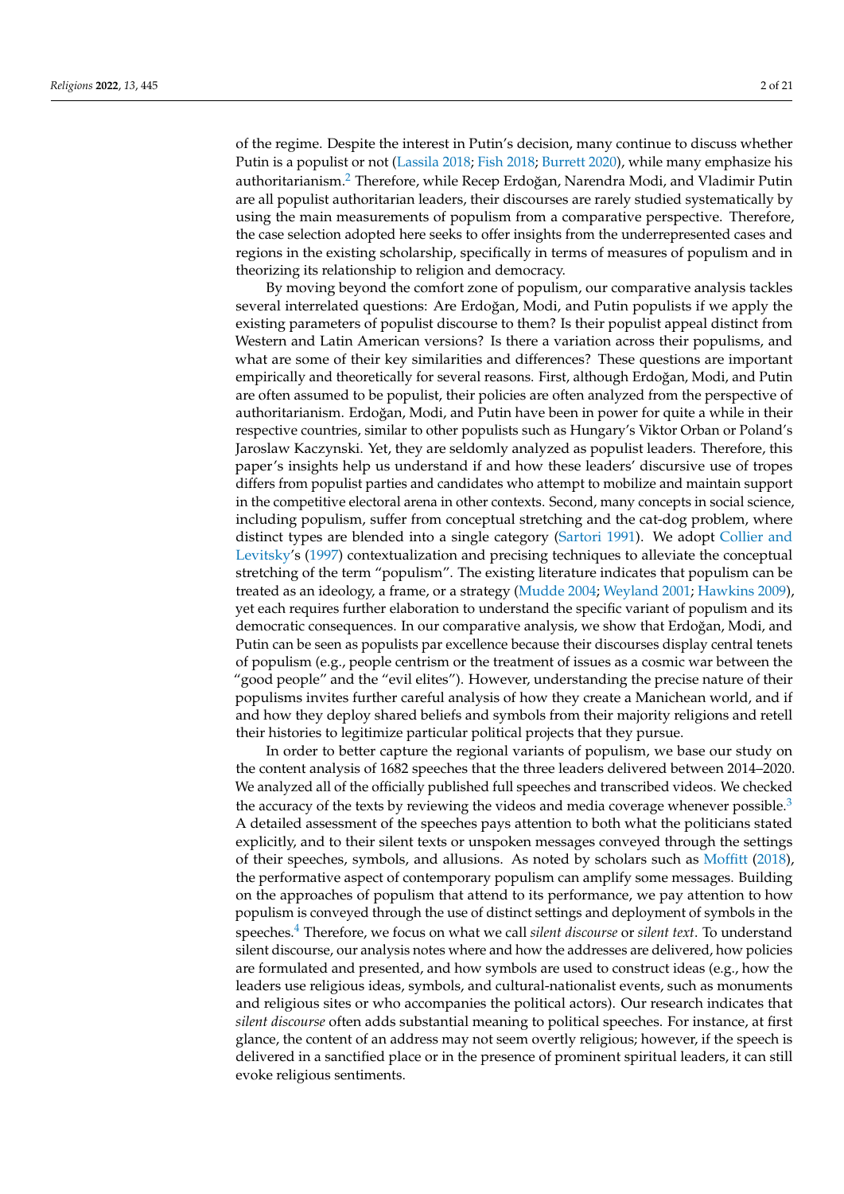of the regime. Despite the interest in Putin's decision, many continue to discuss whether Putin is a populist or not (Lassila 2018; Fish 2018; Burrett 2020), while many emphasize his authoritarianism.[2] Therefore, while Recep Erdoğan, Narendra Modi, and Vladimir Putin are all populist authoritarian leaders, their discourses are rarely studied systematically by using the main measurements of populism from a comparative perspective. Therefore, the case selection adopted here seeks to offer insights from the underrepresented cases and regions in the existing scholarship, specifically in terms of measures of populism and in theorizing its relationship to religion and democracy.

By moving beyond the comfort zone of populism, our comparative analysis tackles several interrelated questions: Are Erdoğan, Modi, and Putin populists if we apply the existing parameters of populist discourse to them? Is their populist appeal distinct from Western and Latin American versions? Is there a variation across their populisms, and what are some of their key similarities and differences? These questions are important empirically and theoretically for several reasons. First, although Erdoğan, Modi, and Putin are often assumed to be populist, their policies are often analyzed from the perspective of authoritarianism. Erdoğan, Modi, and Putin have been in power for quite a while in their respective countries, similar to other populists such as Hungary's Viktor Orban or Poland's Jaroslaw Kaczynski. Yet, they are seldomly analyzed as populist leaders. Therefore, this paper's insights help us understand if and how these leaders' discursive use of tropes differs from populist parties and candidates who attempt to mobilize and maintain support in the competitive electoral arena in other contexts. Second, many concepts in social science, including populism, suffer from conceptual stretching and the cat-dog problem, where distinct types are blended into a single category (Sartori 1991). We adopt Collier and Levitsky's (1997) contextualization and precising techniques to alleviate the conceptual stretching of the term "populism". The existing literature indicates that populism can be treated as an ideology, a frame, or a strategy (Mudde 2004; Weyland 2001; Hawkins 2009), yet each requires further elaboration to understand the specific variant of populism and its democratic consequences. In our comparative analysis, we show that Erdoğan, Modi, and Putin can be seen as populists par excellence because their discourses display central tenets of populism (e.g., people centrism or the treatment of issues as a cosmic war between the "good people" and the "evil elites"). However, understanding the precise nature of their populisms invites further careful analysis of how they create a Manichean world, and if and how they deploy shared beliefs and symbols from their majority religions and retell their histories to legitimize particular political projects that they pursue.

In order to better capture the regional variants of populism, we base our study on the content analysis of 1682 speeches that the three leaders delivered between 2014–2020. We analyzed all of the officially published full speeches and transcribed videos. We checked the accuracy of the texts by reviewing the videos and media coverage whenever possible.[3] A detailed assessment of the speeches pays attention to both what the politicians stated explicitly, and to their silent texts or unspoken messages conveyed through the settings of their speeches, symbols, and allusions. As noted by scholars such as Moffitt (2018), the performative aspect of contemporary populism can amplify some messages. Building on the approaches of populism that attend to its performance, we pay attention to how populism is conveyed through the use of distinct settings and deployment of symbols in the speeches.[4] Therefore, we focus on what we call *silent discourse* or *silent text*. To understand silent discourse, our analysis notes where and how the addresses are delivered, how policies are formulated and presented, and how symbols are used to construct ideas (e.g., how the leaders use religious ideas, symbols, and cultural-nationalist events, such as monuments and religious sites or who accompanies the political actors). Our research indicates that *silent discourse* often adds substantial meaning to political speeches. For instance, at first glance, the content of an address may not seem overtly religious; however, if the speech is delivered in a sanctified place or in the presence of prominent spiritual leaders, it can still evoke religious sentiments.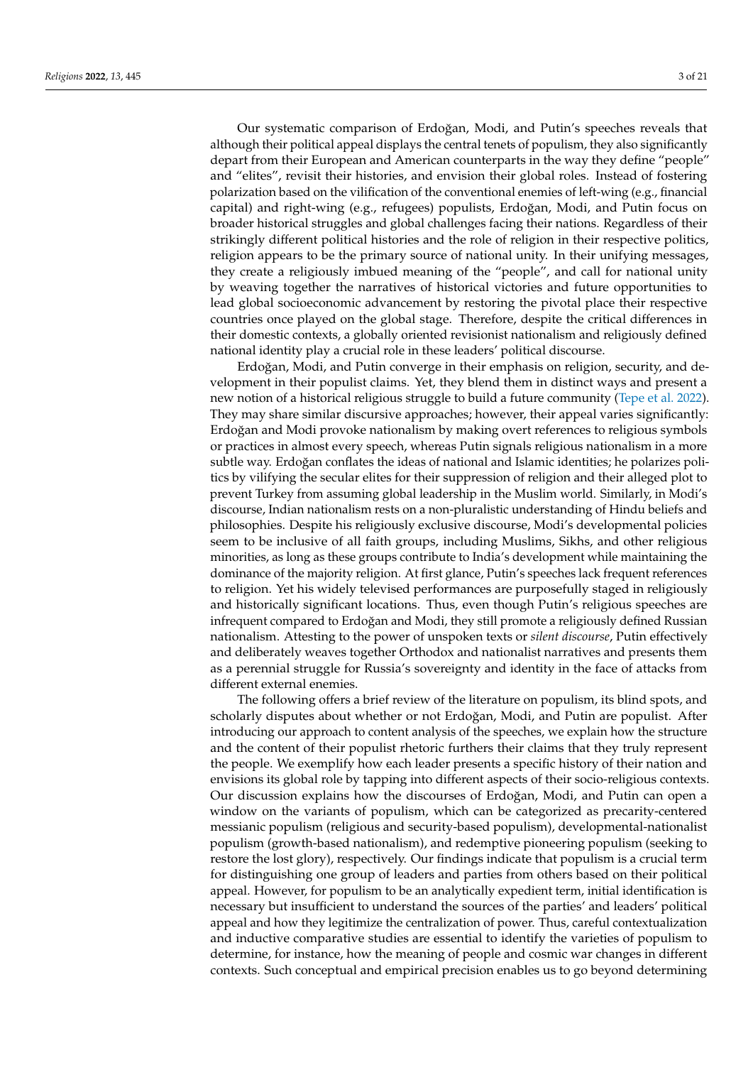Our systematic comparison of Erdoğan, Modi, and Putin's speeches reveals that although their political appeal displays the central tenets of populism, they also significantly depart from their European and American counterparts in the way they define "people" and "elites", revisit their histories, and envision their global roles. Instead of fostering polarization based on the vilification of the conventional enemies of left-wing (e.g., financial capital) and right-wing (e.g., refugees) populists, Erdoğan, Modi, and Putin focus on broader historical struggles and global challenges facing their nations. Regardless of their strikingly different political histories and the role of religion in their respective politics, religion appears to be the primary source of national unity. In their unifying messages, they create a religiously imbued meaning of the "people", and call for national unity by weaving together the narratives of historical victories and future opportunities to lead global socioeconomic advancement by restoring the pivotal place their respective countries once played on the global stage. Therefore, despite the critical differences in their domestic contexts, a globally oriented revisionist nationalism and religiously defined national identity play a crucial role in these leaders' political discourse.

Erdoğan, Modi, and Putin converge in their emphasis on religion, security, and development in their populist claims. Yet, they blend them in distinct ways and present a new notion of a historical religious struggle to build a future community (Tepe et al. 2022). They may share similar discursive approaches; however, their appeal varies significantly: Erdoğan and Modi provoke nationalism by making overt references to religious symbols or practices in almost every speech, whereas Putin signals religious nationalism in a more subtle way. Erdoğan conflates the ideas of national and Islamic identities; he polarizes politics by vilifying the secular elites for their suppression of religion and their alleged plot to prevent Turkey from assuming global leadership in the Muslim world. Similarly, in Modi's discourse, Indian nationalism rests on a non-pluralistic understanding of Hindu beliefs and philosophies. Despite his religiously exclusive discourse, Modi's developmental policies seem to be inclusive of all faith groups, including Muslims, Sikhs, and other religious minorities, as long as these groups contribute to India's development while maintaining the dominance of the majority religion. At first glance, Putin's speeches lack frequent references to religion. Yet his widely televised performances are purposefully staged in religiously and historically significant locations. Thus, even though Putin's religious speeches are infrequent compared to Erdoğan and Modi, they still promote a religiously defined Russian nationalism. Attesting to the power of unspoken texts or *silent discourse*, Putin effectively and deliberately weaves together Orthodox and nationalist narratives and presents them as a perennial struggle for Russia's sovereignty and identity in the face of attacks from different external enemies.

The following offers a brief review of the literature on populism, its blind spots, and scholarly disputes about whether or not Erdoğan, Modi, and Putin are populist. After introducing our approach to content analysis of the speeches, we explain how the structure and the content of their populist rhetoric furthers their claims that they truly represent the people. We exemplify how each leader presents a specific history of their nation and envisions its global role by tapping into different aspects of their socio-religious contexts. Our discussion explains how the discourses of Erdoğan, Modi, and Putin can open a window on the variants of populism, which can be categorized as precarity-centered messianic populism (religious and security-based populism), developmental-nationalist populism (growth-based nationalism), and redemptive pioneering populism (seeking to restore the lost glory), respectively. Our findings indicate that populism is a crucial term for distinguishing one group of leaders and parties from others based on their political appeal. However, for populism to be an analytically expedient term, initial identification is necessary but insufficient to understand the sources of the parties' and leaders' political appeal and how they legitimize the centralization of power. Thus, careful contextualization and inductive comparative studies are essential to identify the varieties of populism to determine, for instance, how the meaning of people and cosmic war changes in different contexts. Such conceptual and empirical precision enables us to go beyond determining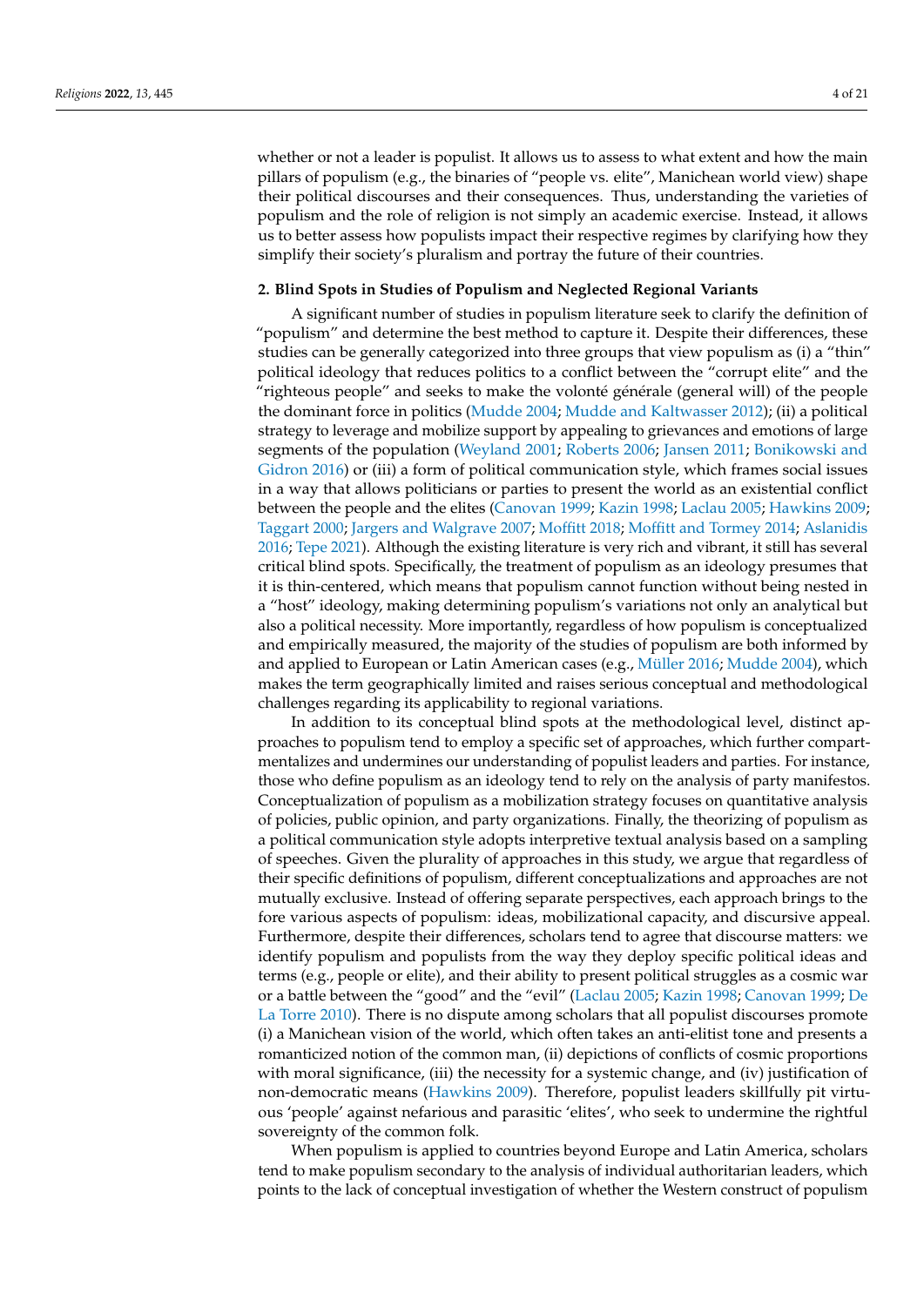whether or not a leader is populist. It allows us to assess to what extent and how the main pillars of populism (e.g., the binaries of "people vs. elite", Manichean world view) shape their political discourses and their consequences. Thus, understanding the varieties of populism and the role of religion is not simply an academic exercise. Instead, it allows us to better assess how populists impact their respective regimes by clarifying how they simplify their society's pluralism and portray the future of their countries.

## 2. Blind Spots in Studies of Populism and Neglected Regional Variants

A significant number of studies in populism literature seek to clarify the definition of "populism" and determine the best method to capture it. Despite their differences, these studies can be generally categorized into three groups that view populism as (i) a "thin" political ideology that reduces politics to a conflict between the "corrupt elite" and the "righteous people" and seeks to make the volonté générale (general will) of the people the dominant force in politics (Mudde 2004; Mudde and Kaltwasser 2012); (ii) a political strategy to leverage and mobilize support by appealing to grievances and emotions of large segments of the population (Weyland 2001; Roberts 2006; Jansen 2011; Bonikowski and Gidron 2016) or (iii) a form of political communication style, which frames social issues in a way that allows politicians or parties to present the world as an existential conflict between the people and the elites (Canovan 1999; Kazin 1998; Laclau 2005; Hawkins 2009; Taggart 2000; Jargers and Walgrave 2007; Moffitt 2018; Moffitt and Tormey 2014; Aslanidis 2016; Tepe 2021). Although the existing literature is very rich and vibrant, it still has several critical blind spots. Specifically, the treatment of populism as an ideology presumes that it is thin-centered, which means that populism cannot function without being nested in a "host" ideology, making determining populism's variations not only an analytical but also a political necessity. More importantly, regardless of how populism is conceptualized and empirically measured, the majority of the studies of populism are both informed by and applied to European or Latin American cases (e.g., Müller 2016; Mudde 2004), which makes the term geographically limited and raises serious conceptual and methodological challenges regarding its applicability to regional variations.

In addition to its conceptual blind spots at the methodological level, distinct approaches to populism tend to employ a specific set of approaches, which further compartmentalizes and undermines our understanding of populist leaders and parties. For instance, those who define populism as an ideology tend to rely on the analysis of party manifestos. Conceptualization of populism as a mobilization strategy focuses on quantitative analysis of policies, public opinion, and party organizations. Finally, the theorizing of populism as a political communication style adopts interpretive textual analysis based on a sampling of speeches. Given the plurality of approaches in this study, we argue that regardless of their specific definitions of populism, different conceptualizations and approaches are not mutually exclusive. Instead of offering separate perspectives, each approach brings to the fore various aspects of populism: ideas, mobilizational capacity, and discursive appeal. Furthermore, despite their differences, scholars tend to agree that discourse matters: we identify populism and populists from the way they deploy specific political ideas and terms (e.g., people or elite), and their ability to present political struggles as a cosmic war or a battle between the "good" and the "evil" (Laclau 2005; Kazin 1998; Canovan 1999; De La Torre 2010). There is no dispute among scholars that all populist discourses promote (i) a Manichean vision of the world, which often takes an anti-elitist tone and presents a romanticized notion of the common man, (ii) depictions of conflicts of cosmic proportions with moral significance, (iii) the necessity for a systemic change, and (iv) justification of non-democratic means (Hawkins 2009). Therefore, populist leaders skillfully pit virtuous 'people' against nefarious and parasitic 'elites', who seek to undermine the rightful sovereignty of the common folk.

When populism is applied to countries beyond Europe and Latin America, scholars tend to make populism secondary to the analysis of individual authoritarian leaders, which points to the lack of conceptual investigation of whether the Western construct of populism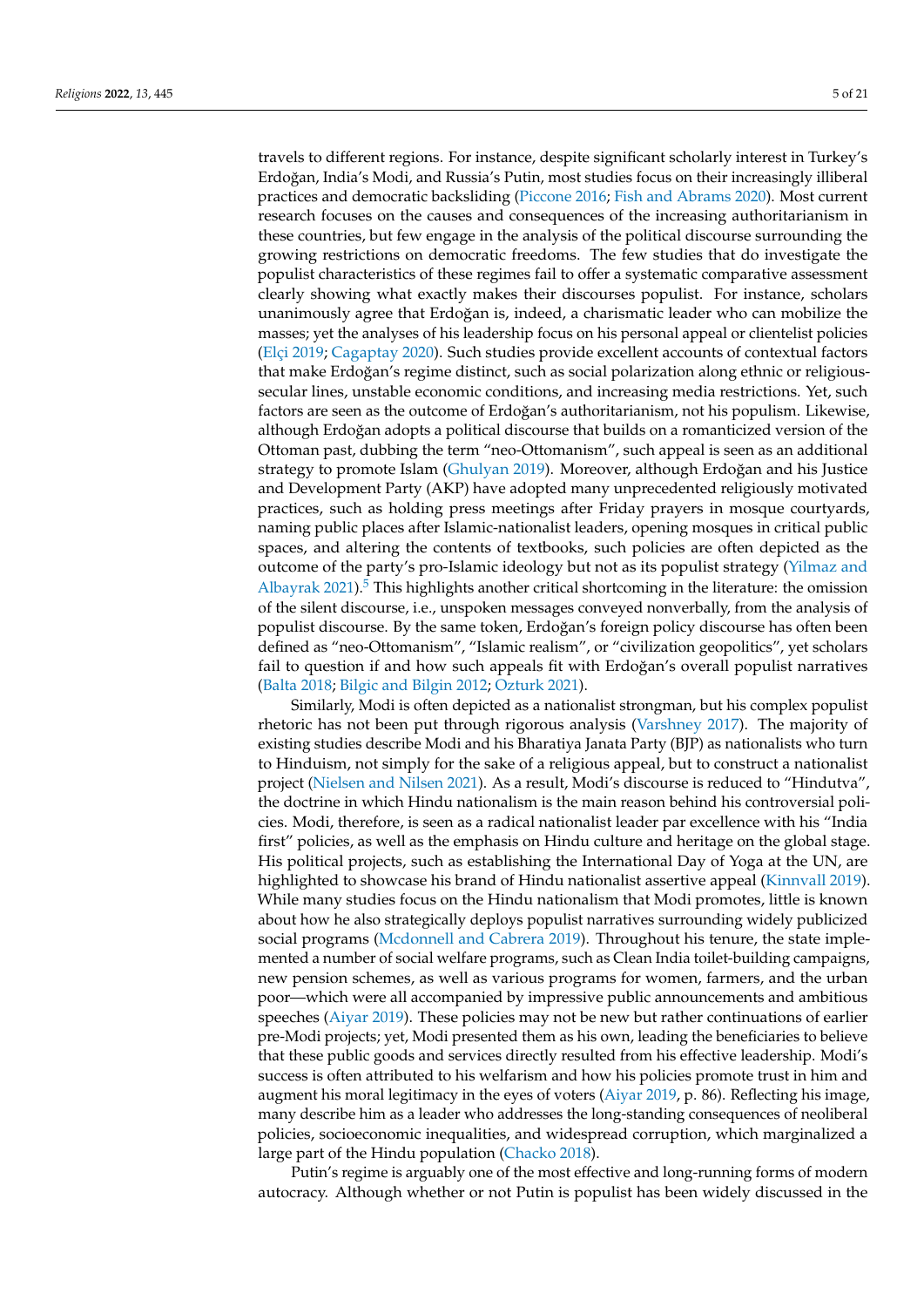travels to different regions. For instance, despite significant scholarly interest in Turkey's Erdoğan, India's Modi, and Russia's Putin, most studies focus on their increasingly illiberal practices and democratic backsliding (Piccone 2016; Fish and Abrams 2020). Most current research focuses on the causes and consequences of the increasing authoritarianism in these countries, but few engage in the analysis of the political discourse surrounding the growing restrictions on democratic freedoms. The few studies that do investigate the populist characteristics of these regimes fail to offer a systematic comparative assessment clearly showing what exactly makes their discourses populist. For instance, scholars unanimously agree that Erdoğan is, indeed, a charismatic leader who can mobilize the masses; yet the analyses of his leadership focus on his personal appeal or clientelist policies (Elçi 2019; Cagaptay 2020). Such studies provide excellent accounts of contextual factors that make Erdoğan's regime distinct, such as social polarization along ethnic or religious-secular lines, unstable economic conditions, and increasing media restrictions. Yet, such factors are seen as the outcome of Erdoğan's authoritarianism, not his populism. Likewise, although Erdoğan adopts a political discourse that builds on a romanticized version of the Ottoman past, dubbing the term "neo-Ottomanism", such appeal is seen as an additional strategy to promote Islam (Ghulyan 2019). Moreover, although Erdoğan and his Justice and Development Party (AKP) have adopted many unprecedented religiously motivated practices, such as holding press meetings after Friday prayers in mosque courtyards, naming public places after Islamic-nationalist leaders, opening mosques in critical public spaces, and altering the contents of textbooks, such policies are often depicted as the outcome of the party's pro-Islamic ideology but not as its populist strategy (Yilmaz and Albayrak 2021).[5] This highlights another critical shortcoming in the literature: the omission of the silent discourse, i.e., unspoken messages conveyed nonverbally, from the analysis of populist discourse. By the same token, Erdoğan's foreign policy discourse has often been defined as "neo-Ottomanism", "Islamic realism", or "civilization geopolitics", yet scholars fail to question if and how such appeals fit with Erdoğan's overall populist narratives (Balta 2018; Bilgic and Bilgin 2012; Ozturk 2021).

Similarly, Modi is often depicted as a nationalist strongman, but his complex populist rhetoric has not been put through rigorous analysis (Varshney 2017). The majority of existing studies describe Modi and his Bharatiya Janata Party (BJP) as nationalists who turn to Hinduism, not simply for the sake of a religious appeal, but to construct a nationalist project (Nielsen and Nilsen 2021). As a result, Modi's discourse is reduced to "Hindutva", the doctrine in which Hindu nationalism is the main reason behind his controversial policies. Modi, therefore, is seen as a radical nationalist leader par excellence with his "India first" policies, as well as the emphasis on Hindu culture and heritage on the global stage. His political projects, such as establishing the International Day of Yoga at the UN, are highlighted to showcase his brand of Hindu nationalist assertive appeal (Kinnvall 2019). While many studies focus on the Hindu nationalism that Modi promotes, little is known about how he also strategically deploys populist narratives surrounding widely publicized social programs (Mcdonnell and Cabrera 2019). Throughout his tenure, the state implemented a number of social welfare programs, such as Clean India toilet-building campaigns, new pension schemes, as well as various programs for women, farmers, and the urban poor—which were all accompanied by impressive public announcements and ambitious speeches (Aiyar 2019). These policies may not be new but rather continuations of earlier pre-Modi projects; yet, Modi presented them as his own, leading the beneficiaries to believe that these public goods and services directly resulted from his effective leadership. Modi's success is often attributed to his welfarism and how his policies promote trust in him and augment his moral legitimacy in the eyes of voters (Aiyar 2019, p. 86). Reflecting his image, many describe him as a leader who addresses the long-standing consequences of neoliberal policies, socioeconomic inequalities, and widespread corruption, which marginalized a large part of the Hindu population (Chacko 2018).

Putin's regime is arguably one of the most effective and long-running forms of modern autocracy. Although whether or not Putin is populist has been widely discussed in the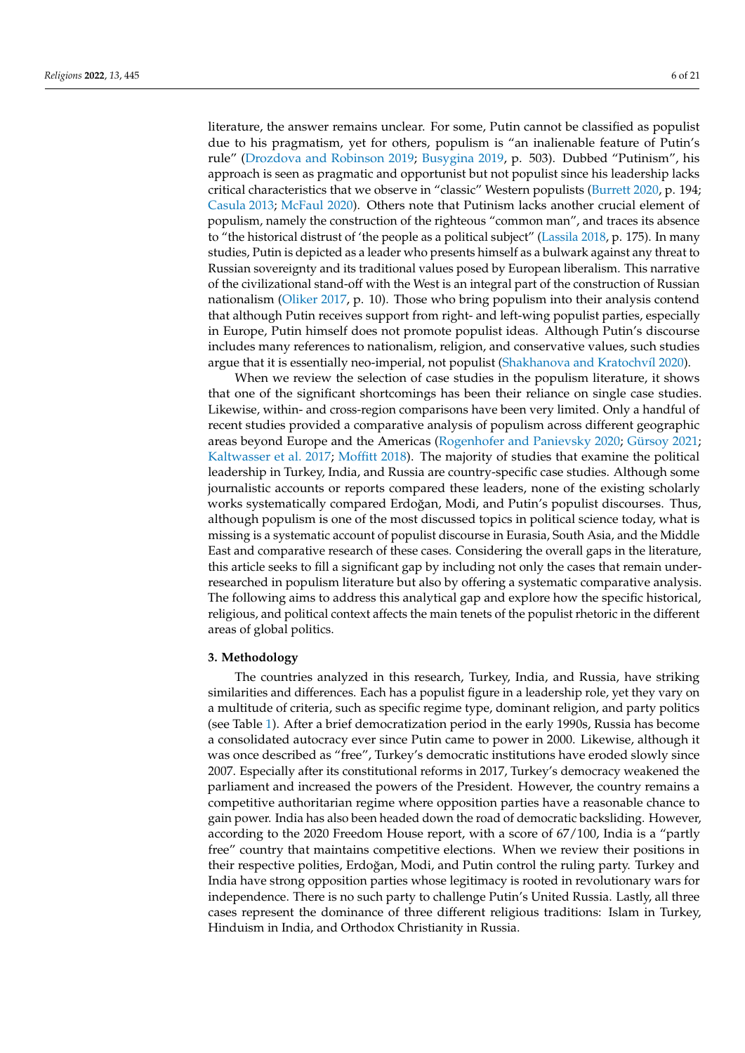literature, the answer remains unclear. For some, Putin cannot be classified as populist due to his pragmatism, yet for others, populism is "an inalienable feature of Putin's rule" (Drozdova and Robinson 2019; Busygina 2019, p. 503). Dubbed "Putinism", his approach is seen as pragmatic and opportunist but not populist since his leadership lacks critical characteristics that we observe in "classic" Western populists (Burrett 2020, p. 194; Casula 2013; McFaul 2020). Others note that Putinism lacks another crucial element of populism, namely the construction of the righteous "common man", and traces its absence to "the historical distrust of 'the people as a political subject" (Lassila 2018, p. 175). In many studies, Putin is depicted as a leader who presents himself as a bulwark against any threat to Russian sovereignty and its traditional values posed by European liberalism. This narrative of the civilizational stand-off with the West is an integral part of the construction of Russian nationalism (Oliker 2017, p. 10). Those who bring populism into their analysis contend that although Putin receives support from right- and left-wing populist parties, especially in Europe, Putin himself does not promote populist ideas. Although Putin's discourse includes many references to nationalism, religion, and conservative values, such studies argue that it is essentially neo-imperial, not populist (Shakhanova and Kratochvíl 2020).

When we review the selection of case studies in the populism literature, it shows that one of the significant shortcomings has been their reliance on single case studies. Likewise, within- and cross-region comparisons have been very limited. Only a handful of recent studies provided a comparative analysis of populism across different geographic areas beyond Europe and the Americas (Rogenhofer and Panievsky 2020; Gürsoy 2021; Kaltwasser et al. 2017; Moffitt 2018). The majority of studies that examine the political leadership in Turkey, India, and Russia are country-specific case studies. Although some journalistic accounts or reports compared these leaders, none of the existing scholarly works systematically compared Erdoğan, Modi, and Putin's populist discourses. Thus, although populism is one of the most discussed topics in political science today, what is missing is a systematic account of populist discourse in Eurasia, South Asia, and the Middle East and comparative research of these cases. Considering the overall gaps in the literature, this article seeks to fill a significant gap by including not only the cases that remain under-researched in populism literature but also by offering a systematic comparative analysis. The following aims to address this analytical gap and explore how the specific historical, religious, and political context affects the main tenets of the populist rhetoric in the different areas of global politics.

## 3. Methodology

The countries analyzed in this research, Turkey, India, and Russia, have striking similarities and differences. Each has a populist figure in a leadership role, yet they vary on a multitude of criteria, such as specific regime type, dominant religion, and party politics (see Table 1). After a brief democratization period in the early 1990s, Russia has become a consolidated autocracy ever since Putin came to power in 2000. Likewise, although it was once described as "free", Turkey's democratic institutions have eroded slowly since 2007. Especially after its constitutional reforms in 2017, Turkey's democracy weakened the parliament and increased the powers of the President. However, the country remains a competitive authoritarian regime where opposition parties have a reasonable chance to gain power. India has also been headed down the road of democratic backsliding. However, according to the 2020 Freedom House report, with a score of 67/100, India is a "partly free" country that maintains competitive elections. When we review their positions in their respective polities, Erdoğan, Modi, and Putin control the ruling party. Turkey and India have strong opposition parties whose legitimacy is rooted in revolutionary wars for independence. There is no such party to challenge Putin's United Russia. Lastly, all three cases represent the dominance of three different religious traditions: Islam in Turkey, Hinduism in India, and Orthodox Christianity in Russia.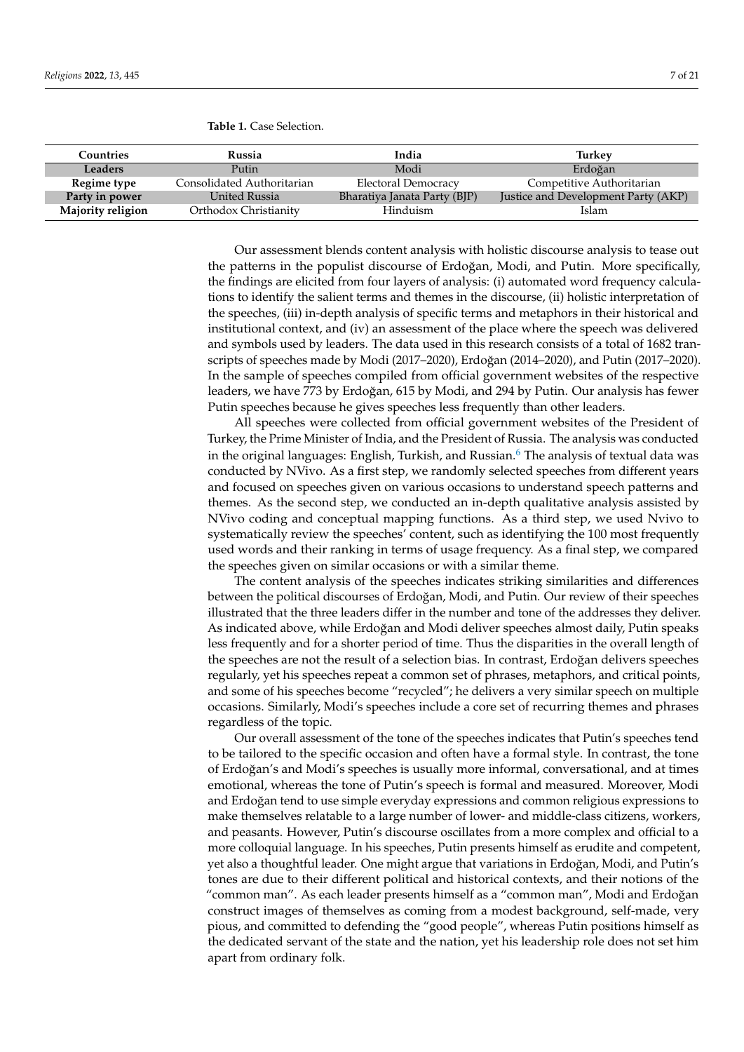**Table 1.** Case Selection.

| Countries | Russia | India | Turkey |
|---|---|---|---|
| **Leaders** | Putin | Modi | Erdoğan |
| **Regime type** | Consolidated Authoritarian | Electoral Democracy | Competitive Authoritarian |
| **Party in power** | United Russia | Bharatiya Janata Party (BJP) | Justice and Development Party (AKP) |
| **Majority religion** | Orthodox Christianity | Hinduism | Islam |

Our assessment blends content analysis with holistic discourse analysis to tease out the patterns in the populist discourse of Erdoğan, Modi, and Putin. More specifically, the findings are elicited from four layers of analysis: (i) automated word frequency calculations to identify the salient terms and themes in the discourse, (ii) holistic interpretation of the speeches, (iii) in-depth analysis of specific terms and metaphors in their historical and institutional context, and (iv) an assessment of the place where the speech was delivered and symbols used by leaders. The data used in this research consists of a total of 1682 transcripts of speeches made by Modi (2017–2020), Erdoğan (2014–2020), and Putin (2017–2020). In the sample of speeches compiled from official government websites of the respective leaders, we have 773 by Erdoğan, 615 by Modi, and 294 by Putin. Our analysis has fewer Putin speeches because he gives speeches less frequently than other leaders.

All speeches were collected from official government websites of the President of Turkey, the Prime Minister of India, and the President of Russia. The analysis was conducted in the original languages: English, Turkish, and Russian.[6] The analysis of textual data was conducted by NVivo. As a first step, we randomly selected speeches from different years and focused on speeches given on various occasions to understand speech patterns and themes. As the second step, we conducted an in-depth qualitative analysis assisted by NVivo coding and conceptual mapping functions. As a third step, we used Nvivo to systematically review the speeches' content, such as identifying the 100 most frequently used words and their ranking in terms of usage frequency. As a final step, we compared the speeches given on similar occasions or with a similar theme.

The content analysis of the speeches indicates striking similarities and differences between the political discourses of Erdoğan, Modi, and Putin. Our review of their speeches illustrated that the three leaders differ in the number and tone of the addresses they deliver. As indicated above, while Erdoğan and Modi deliver speeches almost daily, Putin speaks less frequently and for a shorter period of time. Thus the disparities in the overall length of the speeches are not the result of a selection bias. In contrast, Erdoğan delivers speeches regularly, yet his speeches repeat a common set of phrases, metaphors, and critical points, and some of his speeches become "recycled"; he delivers a very similar speech on multiple occasions. Similarly, Modi's speeches include a core set of recurring themes and phrases regardless of the topic.

Our overall assessment of the tone of the speeches indicates that Putin's speeches tend to be tailored to the specific occasion and often have a formal style. In contrast, the tone of Erdoğan's and Modi's speeches is usually more informal, conversational, and at times emotional, whereas the tone of Putin's speech is formal and measured. Moreover, Modi and Erdoğan tend to use simple everyday expressions and common religious expressions to make themselves relatable to a large number of lower- and middle-class citizens, workers, and peasants. However, Putin's discourse oscillates from a more complex and official to a more colloquial language. In his speeches, Putin presents himself as erudite and competent, yet also a thoughtful leader. One might argue that variations in Erdoğan, Modi, and Putin's tones are due to their different political and historical contexts, and their notions of the "common man". As each leader presents himself as a "common man", Modi and Erdoğan construct images of themselves as coming from a modest background, self-made, very pious, and committed to defending the "good people", whereas Putin positions himself as the dedicated servant of the state and the nation, yet his leadership role does not set him apart from ordinary folk.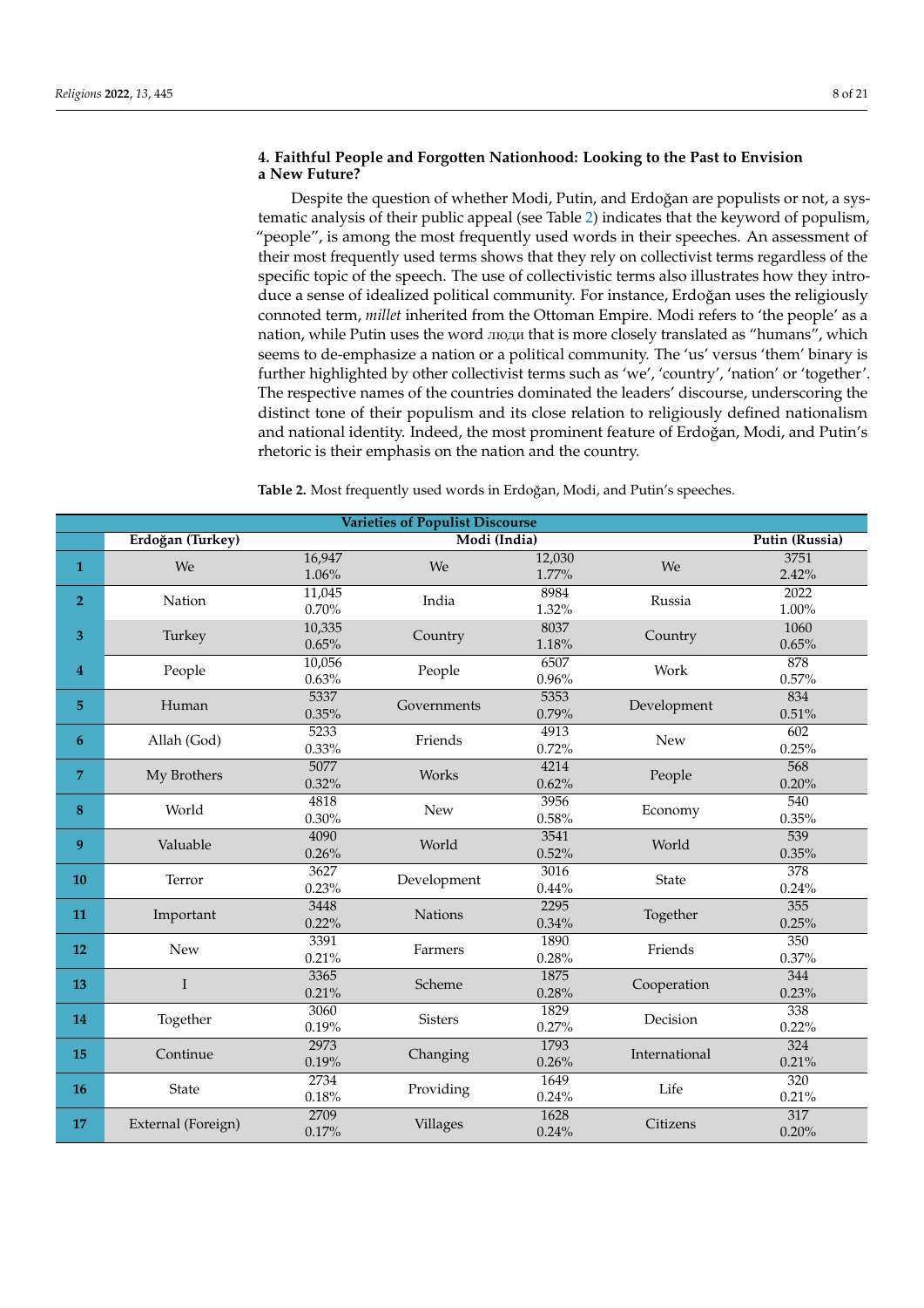## 4. Faithful People and Forgotten Nationhood: Looking to the Past to Envision a New Future?

Despite the question of whether Modi, Putin, and Erdoğan are populists or not, a systematic analysis of their public appeal (see Table 2) indicates that the keyword of populism, "people", is among the most frequently used words in their speeches. An assessment of their most frequently used terms shows that they rely on collectivist terms regardless of the specific topic of the speech. The use of collectivistic terms also illustrates how they introduce a sense of idealized political community. For instance, Erdoğan uses the religiously connoted term, *millet* inherited from the Ottoman Empire. Modi refers to 'the people' as a nation, while Putin uses the word люди that is more closely translated as "humans", which seems to de-emphasize a nation or a political community. The 'us' versus 'them' binary is further highlighted by other collectivist terms such as 'we', 'country', 'nation' or 'together'. The respective names of the countries dominated the leaders' discourse, underscoring the distinct tone of their populism and its close relation to religiously defined nationalism and national identity. Indeed, the most prominent feature of Erdoğan, Modi, and Putin's rhetoric is their emphasis on the nation and the country.

**Table 2.** Most frequently used words in Erdoğan, Modi, and Putin's speeches.

| Varieties of Populist Discourse | | | | | | |
|---|---|---|---|---|---|---|
| | Erdoğan (Turkey) | | Modi (India) | | Putin (Russia) | |
| 1 | We | 16,947<br>1.06% | We | 12,030<br>1.77% | We | 3751<br>2.42% |
| 2 | Nation | 11,045<br>0.70% | India | 8984<br>1.32% | Russia | 2022<br>1.00% |
| 3 | Turkey | 10,335<br>0.65% | Country | 8037<br>1.18% | Country | 1060<br>0.65% |
| 4 | People | 10,056<br>0.63% | People | 6507<br>0.96% | Work | 878<br>0.57% |
| 5 | Human | 5337<br>0.35% | Governments | 5353<br>0.79% | Development | 834<br>0.51% |
| 6 | Allah (God) | 5233<br>0.33% | Friends | 4913<br>0.72% | New | 602<br>0.25% |
| 7 | My Brothers | 5077<br>0.32% | Works | 4214<br>0.62% | People | 568<br>0.20% |
| 8 | World | 4818<br>0.30% | New | 3956<br>0.58% | Economy | 540<br>0.35% |
| 9 | Valuable | 4090<br>0.26% | World | 3541<br>0.52% | World | 539<br>0.35% |
| 10 | Terror | 3627<br>0.23% | Development | 3016<br>0.44% | State | 378<br>0.24% |
| 11 | Important | 3448<br>0.22% | Nations | 2295<br>0.34% | Together | 355<br>0.25% |
| 12 | New | 3391<br>0.21% | Farmers | 1890<br>0.28% | Friends | 350<br>0.37% |
| 13 | I | 3365<br>0.21% | Scheme | 1875<br>0.28% | Cooperation | 344<br>0.23% |
| 14 | Together | 3060<br>0.19% | Sisters | 1829<br>0.27% | Decision | 338<br>0.22% |
| 15 | Continue | 2973<br>0.19% | Changing | 1793<br>0.26% | International | 324<br>0.21% |
| 16 | State | 2734<br>0.18% | Providing | 1649<br>0.24% | Life | 320<br>0.21% |
| 17 | External (Foreign) | 2709<br>0.17% | Villages | 1628<br>0.24% | Citizens | 317<br>0.20% |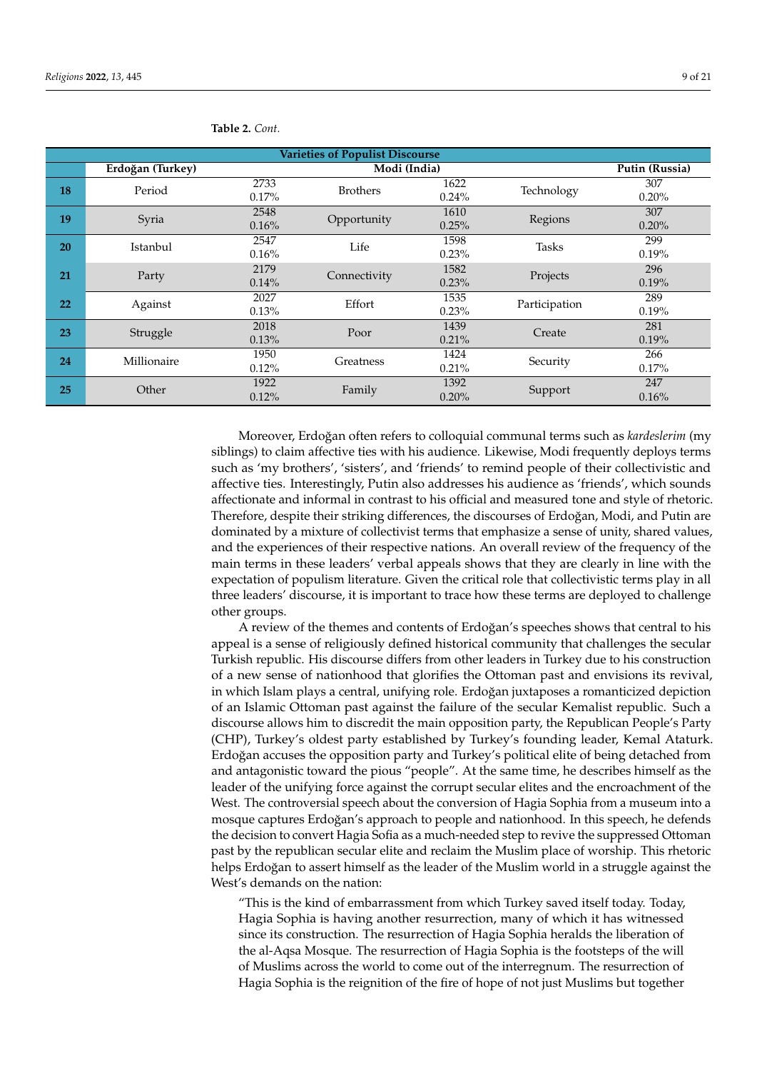**Table 2.** *Cont.*

| Varieties of Populist Discourse | | | | | | |
|---|---|---|---|---|---|---|
| | Erdoğan (Turkey) | | Modi (India) | | | Putin (Russia) |
| **18** | Period | 2733 0.17% | Brothers | 1622 0.24% | Technology | 307 0.20% |
| **19** | Syria | 2548 0.16% | Opportunity | 1610 0.25% | Regions | 307 0.20% |
| **20** | Istanbul | 2547 0.16% | Life | 1598 0.23% | Tasks | 299 0.19% |
| **21** | Party | 2179 0.14% | Connectivity | 1582 0.23% | Projects | 296 0.19% |
| **22** | Against | 2027 0.13% | Effort | 1535 0.23% | Participation | 289 0.19% |
| **23** | Struggle | 2018 0.13% | Poor | 1439 0.21% | Create | 281 0.19% |
| **24** | Millionaire | 1950 0.12% | Greatness | 1424 0.21% | Security | 266 0.17% |
| **25** | Other | 1922 0.12% | Family | 1392 0.20% | Support | 247 0.16% |

Moreover, Erdoğan often refers to colloquial communal terms such as *kardeslerim* (my siblings) to claim affective ties with his audience. Likewise, Modi frequently deploys terms such as 'my brothers', 'sisters', and 'friends' to remind people of their collectivistic and affective ties. Interestingly, Putin also addresses his audience as 'friends', which sounds affectionate and informal in contrast to his official and measured tone and style of rhetoric. Therefore, despite their striking differences, the discourses of Erdoğan, Modi, and Putin are dominated by a mixture of collectivist terms that emphasize a sense of unity, shared values, and the experiences of their respective nations. An overall review of the frequency of the main terms in these leaders' verbal appeals shows that they are clearly in line with the expectation of populism literature. Given the critical role that collectivistic terms play in all three leaders' discourse, it is important to trace how these terms are deployed to challenge other groups.

A review of the themes and contents of Erdoğan's speeches shows that central to his appeal is a sense of religiously defined historical community that challenges the secular Turkish republic. His discourse differs from other leaders in Turkey due to his construction of a new sense of nationhood that glorifies the Ottoman past and envisions its revival, in which Islam plays a central, unifying role. Erdoğan juxtaposes a romanticized depiction of an Islamic Ottoman past against the failure of the secular Kemalist republic. Such a discourse allows him to discredit the main opposition party, the Republican People's Party (CHP), Turkey's oldest party established by Turkey's founding leader, Kemal Ataturk. Erdoğan accuses the opposition party and Turkey's political elite of being detached from and antagonistic toward the pious "people". At the same time, he describes himself as the leader of the unifying force against the corrupt secular elites and the encroachment of the West. The controversial speech about the conversion of Hagia Sophia from a museum into a mosque captures Erdoğan's approach to people and nationhood. In this speech, he defends the decision to convert Hagia Sofia as a much-needed step to revive the suppressed Ottoman past by the republican secular elite and reclaim the Muslim place of worship. This rhetoric helps Erdoğan to assert himself as the leader of the Muslim world in a struggle against the West's demands on the nation:

> "This is the kind of embarrassment from which Turkey saved itself today. Today, Hagia Sophia is having another resurrection, many of which it has witnessed since its construction. The resurrection of Hagia Sophia heralds the liberation of the al-Aqsa Mosque. The resurrection of Hagia Sophia is the footsteps of the will of Muslims across the world to come out of the interregnum. The resurrection of Hagia Sophia is the reignition of the fire of hope of not just Muslims but together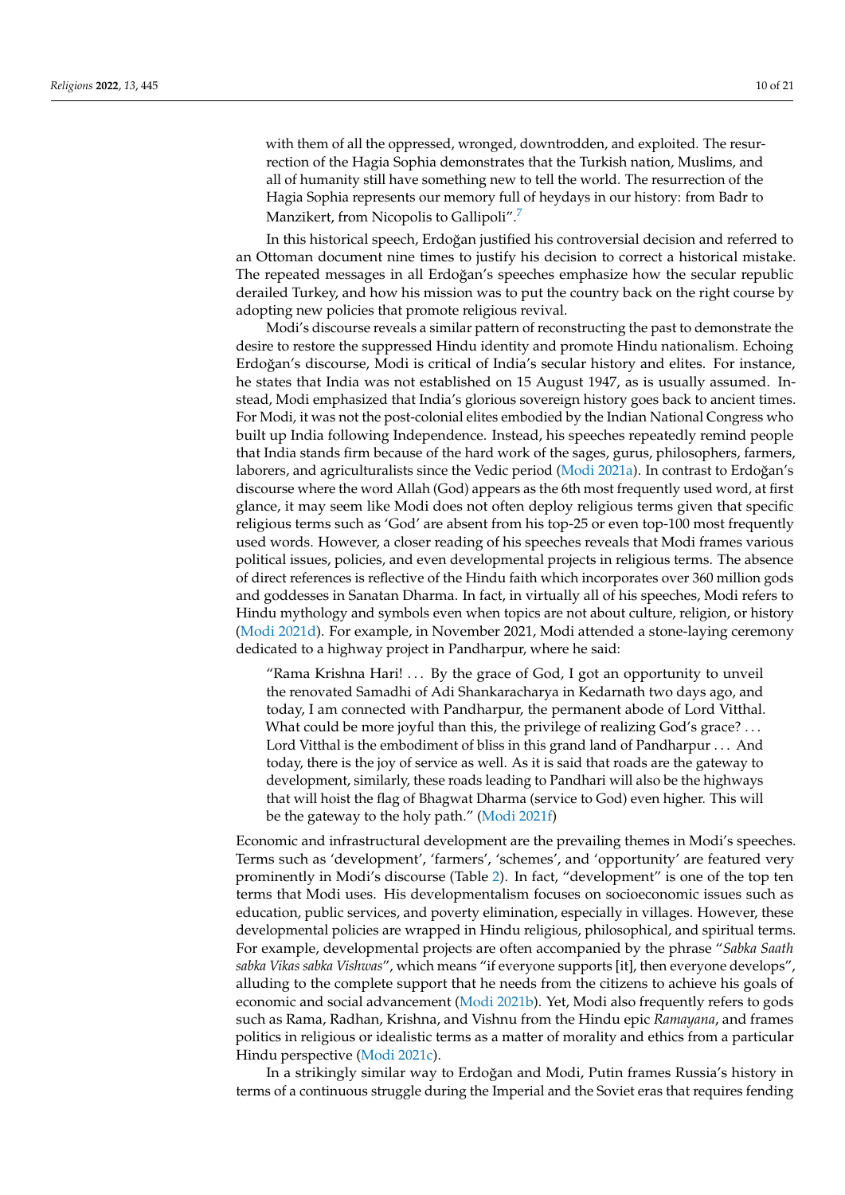with them of all the oppressed, wronged, downtrodden, and exploited. The resurrection of the Hagia Sophia demonstrates that the Turkish nation, Muslims, and all of humanity still have something new to tell the world. The resurrection of the Hagia Sophia represents our memory full of heydays in our history: from Badr to Manzikert, from Nicopolis to Gallipoli".[7]

In this historical speech, Erdoğan justified his controversial decision and referred to an Ottoman document nine times to justify his decision to correct a historical mistake. The repeated messages in all Erdoğan's speeches emphasize how the secular republic derailed Turkey, and how his mission was to put the country back on the right course by adopting new policies that promote religious revival.

Modi's discourse reveals a similar pattern of reconstructing the past to demonstrate the desire to restore the suppressed Hindu identity and promote Hindu nationalism. Echoing Erdoğan's discourse, Modi is critical of India's secular history and elites. For instance, he states that India was not established on 15 August 1947, as is usually assumed. Instead, Modi emphasized that India's glorious sovereign history goes back to ancient times. For Modi, it was not the post-colonial elites embodied by the Indian National Congress who built up India following Independence. Instead, his speeches repeatedly remind people that India stands firm because of the hard work of the sages, gurus, philosophers, farmers, laborers, and agriculturalists since the Vedic period (Modi 2021a). In contrast to Erdoğan's discourse where the word Allah (God) appears as the 6th most frequently used word, at first glance, it may seem like Modi does not often deploy religious terms given that specific religious terms such as 'God' are absent from his top-25 or even top-100 most frequently used words. However, a closer reading of his speeches reveals that Modi frames various political issues, policies, and even developmental projects in religious terms. The absence of direct references is reflective of the Hindu faith which incorporates over 360 million gods and goddesses in Sanatan Dharma. In fact, in virtually all of his speeches, Modi refers to Hindu mythology and symbols even when topics are not about culture, religion, or history (Modi 2021d). For example, in November 2021, Modi attended a stone-laying ceremony dedicated to a highway project in Pandharpur, where he said:

> "Rama Krishna Hari! ... By the grace of God, I got an opportunity to unveil the renovated Samadhi of Adi Shankaracharya in Kedarnath two days ago, and today, I am connected with Pandharpur, the permanent abode of Lord Vitthal. What could be more joyful than this, the privilege of realizing God's grace? ... Lord Vitthal is the embodiment of bliss in this grand land of Pandharpur ... And today, there is the joy of service as well. As it is said that roads are the gateway to development, similarly, these roads leading to Pandhari will also be the highways that will hoist the flag of Bhagwat Dharma (service to God) even higher. This will be the gateway to the holy path." (Modi 2021f)

Economic and infrastructural development are the prevailing themes in Modi's speeches. Terms such as 'development', 'farmers', 'schemes', and 'opportunity' are featured very prominently in Modi's discourse (Table 2). In fact, "development" is one of the top ten terms that Modi uses. His developmentalism focuses on socioeconomic issues such as education, public services, and poverty elimination, especially in villages. However, these developmental policies are wrapped in Hindu religious, philosophical, and spiritual terms. For example, developmental projects are often accompanied by the phrase "*Sabka Saath sabka Vikas sabka Vishwas*", which means "if everyone supports [it], then everyone develops", alluding to the complete support that he needs from the citizens to achieve his goals of economic and social advancement (Modi 2021b). Yet, Modi also frequently refers to gods such as Rama, Radhan, Krishna, and Vishnu from the Hindu epic *Ramayana*, and frames politics in religious or idealistic terms as a matter of morality and ethics from a particular Hindu perspective (Modi 2021c).

In a strikingly similar way to Erdoğan and Modi, Putin frames Russia's history in terms of a continuous struggle during the Imperial and the Soviet eras that requires fending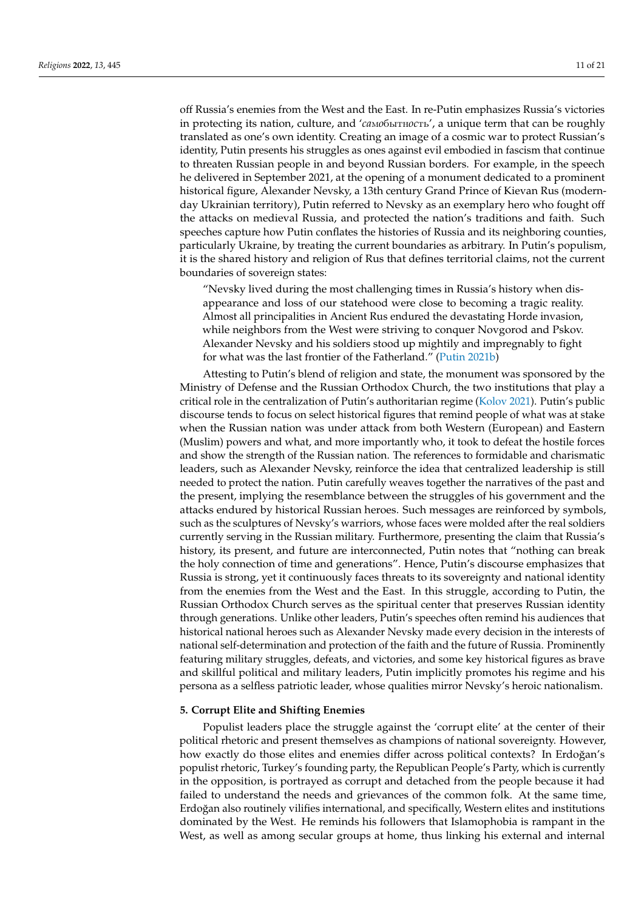off Russia's enemies from the West and the East. In re-Putin emphasizes Russia's victories in protecting its nation, culture, and '*самобытность*', a unique term that can be roughly translated as one's own identity. Creating an image of a cosmic war to protect Russian's identity, Putin presents his struggles as ones against evil embodied in fascism that continue to threaten Russian people in and beyond Russian borders. For example, in the speech he delivered in September 2021, at the opening of a monument dedicated to a prominent historical figure, Alexander Nevsky, a 13th century Grand Prince of Kievan Rus (modern-day Ukrainian territory), Putin referred to Nevsky as an exemplary hero who fought off the attacks on medieval Russia, and protected the nation's traditions and faith. Such speeches capture how Putin conflates the histories of Russia and its neighboring counties, particularly Ukraine, by treating the current boundaries as arbitrary. In Putin's populism, it is the shared history and religion of Rus that defines territorial claims, not the current boundaries of sovereign states:

> "Nevsky lived during the most challenging times in Russia's history when disappearance and loss of our statehood were close to becoming a tragic reality. Almost all principalities in Ancient Rus endured the devastating Horde invasion, while neighbors from the West were striving to conquer Novgorod and Pskov. Alexander Nevsky and his soldiers stood up mightily and impregnably to fight for what was the last frontier of the Fatherland." (Putin 2021b)

Attesting to Putin's blend of religion and state, the monument was sponsored by the Ministry of Defense and the Russian Orthodox Church, the two institutions that play a critical role in the centralization of Putin's authoritarian regime (Kolov 2021). Putin's public discourse tends to focus on select historical figures that remind people of what was at stake when the Russian nation was under attack from both Western (European) and Eastern (Muslim) powers and what, and more importantly who, it took to defeat the hostile forces and show the strength of the Russian nation. The references to formidable and charismatic leaders, such as Alexander Nevsky, reinforce the idea that centralized leadership is still needed to protect the nation. Putin carefully weaves together the narratives of the past and the present, implying the resemblance between the struggles of his government and the attacks endured by historical Russian heroes. Such messages are reinforced by symbols, such as the sculptures of Nevsky's warriors, whose faces were molded after the real soldiers currently serving in the Russian military. Furthermore, presenting the claim that Russia's history, its present, and future are interconnected, Putin notes that "nothing can break the holy connection of time and generations". Hence, Putin's discourse emphasizes that Russia is strong, yet it continuously faces threats to its sovereignty and national identity from the enemies from the West and the East. In this struggle, according to Putin, the Russian Orthodox Church serves as the spiritual center that preserves Russian identity through generations. Unlike other leaders, Putin's speeches often remind his audiences that historical national heroes such as Alexander Nevsky made every decision in the interests of national self-determination and protection of the faith and the future of Russia. Prominently featuring military struggles, defeats, and victories, and some key historical figures as brave and skillful political and military leaders, Putin implicitly promotes his regime and his persona as a selfless patriotic leader, whose qualities mirror Nevsky's heroic nationalism.

## 5. Corrupt Elite and Shifting Enemies

Populist leaders place the struggle against the 'corrupt elite' at the center of their political rhetoric and present themselves as champions of national sovereignty. However, how exactly do those elites and enemies differ across political contexts? In Erdoğan's populist rhetoric, Turkey's founding party, the Republican People's Party, which is currently in the opposition, is portrayed as corrupt and detached from the people because it had failed to understand the needs and grievances of the common folk. At the same time, Erdoğan also routinely vilifies international, and specifically, Western elites and institutions dominated by the West. He reminds his followers that Islamophobia is rampant in the West, as well as among secular groups at home, thus linking his external and internal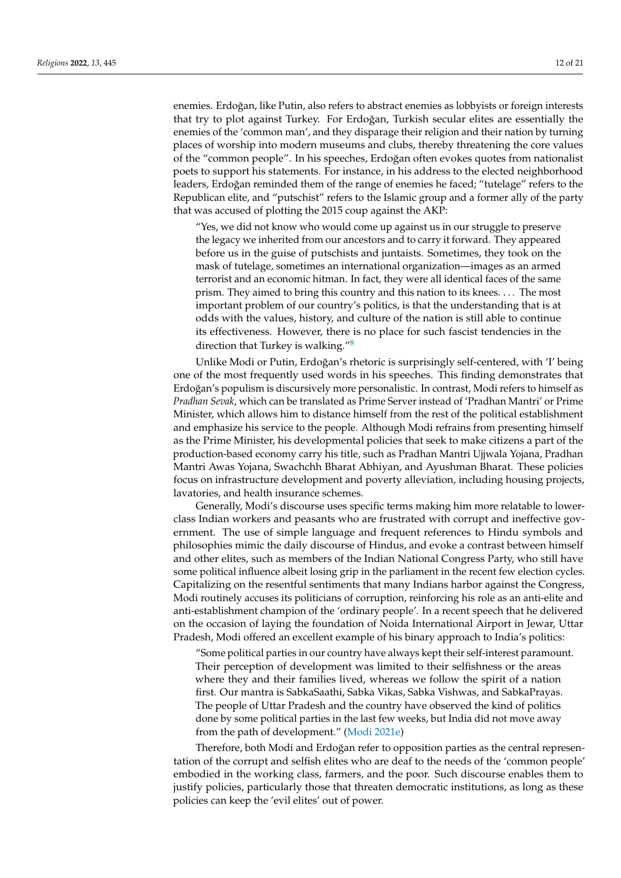enemies. Erdoğan, like Putin, also refers to abstract enemies as lobbyists or foreign interests that try to plot against Turkey. For Erdoğan, Turkish secular elites are essentially the enemies of the 'common man', and they disparage their religion and their nation by turning places of worship into modern museums and clubs, thereby threatening the core values of the "common people". In his speeches, Erdoğan often evokes quotes from nationalist poets to support his statements. For instance, in his address to the elected neighborhood leaders, Erdoğan reminded them of the range of enemies he faced; "tutelage" refers to the Republican elite, and "putschist" refers to the Islamic group and a former ally of the party that was accused of plotting the 2015 coup against the AKP:

> "Yes, we did not know who would come up against us in our struggle to preserve the legacy we inherited from our ancestors and to carry it forward. They appeared before us in the guise of putschists and juntaists. Sometimes, they took on the mask of tutelage, sometimes an international organization—images as an armed terrorist and an economic hitman. In fact, they were all identical faces of the same prism. They aimed to bring this country and this nation to its knees. . . . The most important problem of our country's politics, is that the understanding that is at odds with the values, history, and culture of the nation is still able to continue its effectiveness. However, there is no place for such fascist tendencies in the direction that Turkey is walking."[8]

Unlike Modi or Putin, Erdoğan's rhetoric is surprisingly self-centered, with 'I' being one of the most frequently used words in his speeches. This finding demonstrates that Erdoğan's populism is discursively more personalistic. In contrast, Modi refers to himself as *Pradhan Sevak*, which can be translated as Prime Server instead of 'Pradhan Mantri' or Prime Minister, which allows him to distance himself from the rest of the political establishment and emphasize his service to the people. Although Modi refrains from presenting himself as the Prime Minister, his developmental policies that seek to make citizens a part of the production-based economy carry his title, such as Pradhan Mantri Ujjwala Yojana, Pradhan Mantri Awas Yojana, Swachchh Bharat Abhiyan, and Ayushman Bharat. These policies focus on infrastructure development and poverty alleviation, including housing projects, lavatories, and health insurance schemes.

Generally, Modi's discourse uses specific terms making him more relatable to lower-class Indian workers and peasants who are frustrated with corrupt and ineffective government. The use of simple language and frequent references to Hindu symbols and philosophies mimic the daily discourse of Hindus, and evoke a contrast between himself and other elites, such as members of the Indian National Congress Party, who still have some political influence albeit losing grip in the parliament in the recent few election cycles. Capitalizing on the resentful sentiments that many Indians harbor against the Congress, Modi routinely accuses its politicians of corruption, reinforcing his role as an anti-elite and anti-establishment champion of the 'ordinary people'. In a recent speech that he delivered on the occasion of laying the foundation of Noida International Airport in Jewar, Uttar Pradesh, Modi offered an excellent example of his binary approach to India's politics:

> "Some political parties in our country have always kept their self-interest paramount. Their perception of development was limited to their selfishness or the areas where they and their families lived, whereas we follow the spirit of a nation first. Our mantra is SabkaSaathi, Sabka Vikas, Sabka Vishwas, and SabkaPrayas. The people of Uttar Pradesh and the country have observed the kind of politics done by some political parties in the last few weeks, but India did not move away from the path of development." (Modi 2021e)

Therefore, both Modi and Erdoğan refer to opposition parties as the central representation of the corrupt and selfish elites who are deaf to the needs of the 'common people' embodied in the working class, farmers, and the poor. Such discourse enables them to justify policies, particularly those that threaten democratic institutions, as long as these policies can keep the 'evil elites' out of power.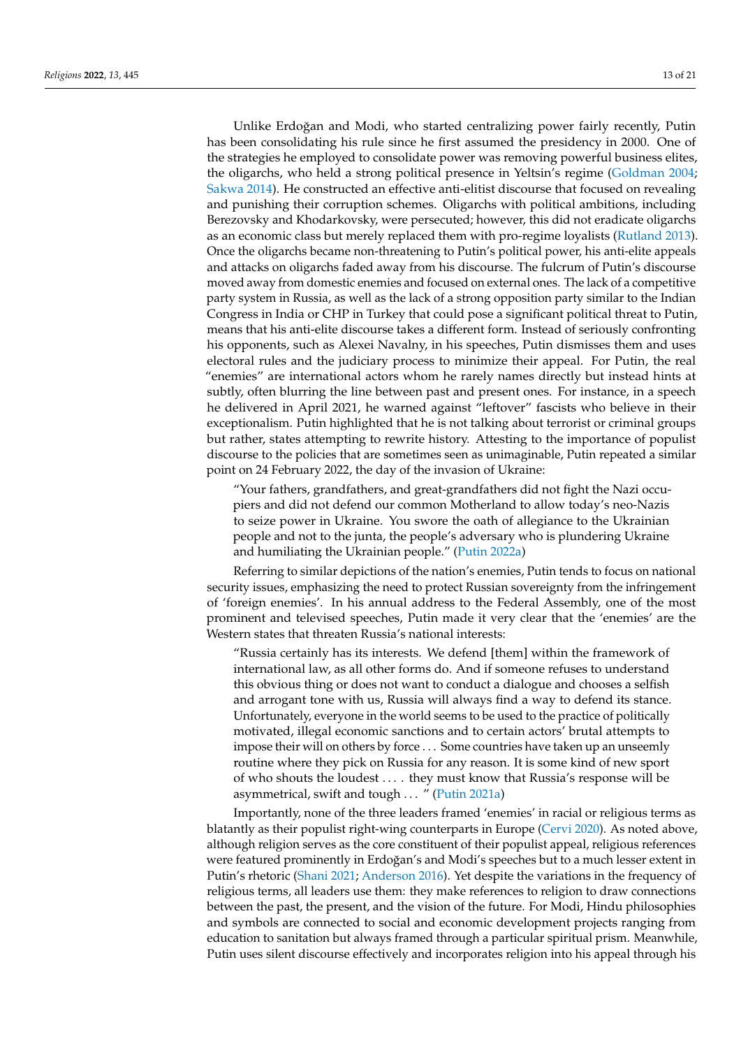Unlike Erdoğan and Modi, who started centralizing power fairly recently, Putin has been consolidating his rule since he first assumed the presidency in 2000. One of the strategies he employed to consolidate power was removing powerful business elites, the oligarchs, who held a strong political presence in Yeltsin's regime (Goldman 2004; Sakwa 2014). He constructed an effective anti-elitist discourse that focused on revealing and punishing their corruption schemes. Oligarchs with political ambitions, including Berezovsky and Khodarkovsky, were persecuted; however, this did not eradicate oligarchs as an economic class but merely replaced them with pro-regime loyalists (Rutland 2013). Once the oligarchs became non-threatening to Putin's political power, his anti-elite appeals and attacks on oligarchs faded away from his discourse. The fulcrum of Putin's discourse moved away from domestic enemies and focused on external ones. The lack of a competitive party system in Russia, as well as the lack of a strong opposition party similar to the Indian Congress in India or CHP in Turkey that could pose a significant political threat to Putin, means that his anti-elite discourse takes a different form. Instead of seriously confronting his opponents, such as Alexei Navalny, in his speeches, Putin dismisses them and uses electoral rules and the judiciary process to minimize their appeal. For Putin, the real "enemies" are international actors whom he rarely names directly but instead hints at subtly, often blurring the line between past and present ones. For instance, in a speech he delivered in April 2021, he warned against "leftover" fascists who believe in their exceptionalism. Putin highlighted that he is not talking about terrorist or criminal groups but rather, states attempting to rewrite history. Attesting to the importance of populist discourse to the policies that are sometimes seen as unimaginable, Putin repeated a similar point on 24 February 2022, the day of the invasion of Ukraine:

> "Your fathers, grandfathers, and great-grandfathers did not fight the Nazi occupiers and did not defend our common Motherland to allow today's neo-Nazis to seize power in Ukraine. You swore the oath of allegiance to the Ukrainian people and not to the junta, the people's adversary who is plundering Ukraine and humiliating the Ukrainian people." (Putin 2022a)

Referring to similar depictions of the nation's enemies, Putin tends to focus on national security issues, emphasizing the need to protect Russian sovereignty from the infringement of 'foreign enemies'. In his annual address to the Federal Assembly, one of the most prominent and televised speeches, Putin made it very clear that the 'enemies' are the Western states that threaten Russia's national interests:

> "Russia certainly has its interests. We defend [them] within the framework of international law, as all other forms do. And if someone refuses to understand this obvious thing or does not want to conduct a dialogue and chooses a selfish and arrogant tone with us, Russia will always find a way to defend its stance. Unfortunately, everyone in the world seems to be used to the practice of politically motivated, illegal economic sanctions and to certain actors' brutal attempts to impose their will on others by force ... Some countries have taken up an unseemly routine where they pick on Russia for any reason. It is some kind of new sport of who shouts the loudest .... they must know that Russia's response will be asymmetrical, swift and tough ... " (Putin 2021a)

Importantly, none of the three leaders framed 'enemies' in racial or religious terms as blatantly as their populist right-wing counterparts in Europe (Cervi 2020). As noted above, although religion serves as the core constituent of their populist appeal, religious references were featured prominently in Erdoğan's and Modi's speeches but to a much lesser extent in Putin's rhetoric (Shani 2021; Anderson 2016). Yet despite the variations in the frequency of religious terms, all leaders use them: they make references to religion to draw connections between the past, the present, and the vision of the future. For Modi, Hindu philosophies and symbols are connected to social and economic development projects ranging from education to sanitation but always framed through a particular spiritual prism. Meanwhile, Putin uses silent discourse effectively and incorporates religion into his appeal through his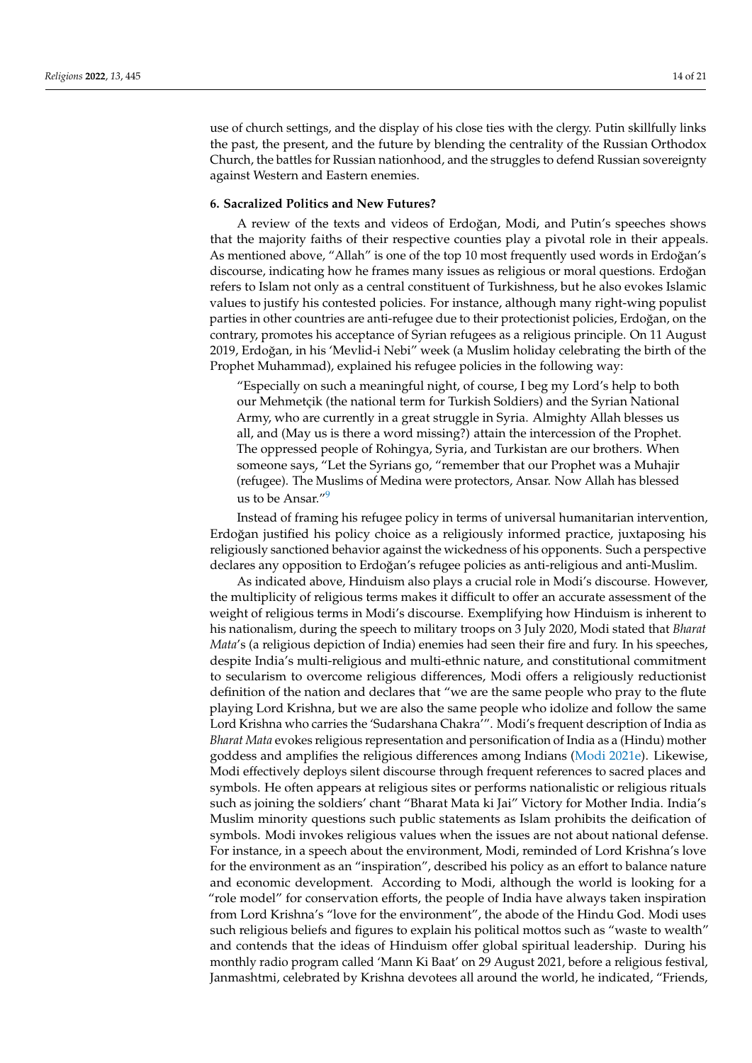use of church settings, and the display of his close ties with the clergy. Putin skillfully links the past, the present, and the future by blending the centrality of the Russian Orthodox Church, the battles for Russian nationhood, and the struggles to defend Russian sovereignty against Western and Eastern enemies.

**6. Sacralized Politics and New Futures?**

A review of the texts and videos of Erdoğan, Modi, and Putin's speeches shows that the majority faiths of their respective counties play a pivotal role in their appeals. As mentioned above, "Allah" is one of the top 10 most frequently used words in Erdoğan's discourse, indicating how he frames many issues as religious or moral questions. Erdoğan refers to Islam not only as a central constituent of Turkishness, but he also evokes Islamic values to justify his contested policies. For instance, although many right-wing populist parties in other countries are anti-refugee due to their protectionist policies, Erdoğan, on the contrary, promotes his acceptance of Syrian refugees as a religious principle. On 11 August 2019, Erdoğan, in his 'Mevlid-i Nebi" week (a Muslim holiday celebrating the birth of the Prophet Muhammad), explained his refugee policies in the following way:

> "Especially on such a meaningful night, of course, I beg my Lord's help to both our Mehmetçik (the national term for Turkish Soldiers) and the Syrian National Army, who are currently in a great struggle in Syria. Almighty Allah blesses us all, and (May us is there a word missing?) attain the intercession of the Prophet. The oppressed people of Rohingya, Syria, and Turkistan are our brothers. When someone says, "Let the Syrians go, "remember that our Prophet was a Muhajir (refugee). The Muslims of Medina were protectors, Ansar. Now Allah has blessed us to be Ansar."[9]

Instead of framing his refugee policy in terms of universal humanitarian intervention, Erdoğan justified his policy choice as a religiously informed practice, juxtaposing his religiously sanctioned behavior against the wickedness of his opponents. Such a perspective declares any opposition to Erdoğan's refugee policies as anti-religious and anti-Muslim.

As indicated above, Hinduism also plays a crucial role in Modi's discourse. However, the multiplicity of religious terms makes it difficult to offer an accurate assessment of the weight of religious terms in Modi's discourse. Exemplifying how Hinduism is inherent to his nationalism, during the speech to military troops on 3 July 2020, Modi stated that *Bharat Mata*'s (a religious depiction of India) enemies had seen their fire and fury. In his speeches, despite India's multi-religious and multi-ethnic nature, and constitutional commitment to secularism to overcome religious differences, Modi offers a religiously reductionist definition of the nation and declares that "we are the same people who pray to the flute playing Lord Krishna, but we are also the same people who idolize and follow the same Lord Krishna who carries the 'Sudarshana Chakra'". Modi's frequent description of India as *Bharat Mata* evokes religious representation and personification of India as a (Hindu) mother goddess and amplifies the religious differences among Indians (Modi 2021e). Likewise, Modi effectively deploys silent discourse through frequent references to sacred places and symbols. He often appears at religious sites or performs nationalistic or religious rituals such as joining the soldiers' chant "Bharat Mata ki Jai" Victory for Mother India. India's Muslim minority questions such public statements as Islam prohibits the deification of symbols. Modi invokes religious values when the issues are not about national defense. For instance, in a speech about the environment, Modi, reminded of Lord Krishna's love for the environment as an "inspiration", described his policy as an effort to balance nature and economic development. According to Modi, although the world is looking for a "role model" for conservation efforts, the people of India have always taken inspiration from Lord Krishna's "love for the environment", the abode of the Hindu God. Modi uses such religious beliefs and figures to explain his political mottos such as "waste to wealth" and contends that the ideas of Hinduism offer global spiritual leadership. During his monthly radio program called 'Mann Ki Baat' on 29 August 2021, before a religious festival, Janmashtmi, celebrated by Krishna devotees all around the world, he indicated, "Friends,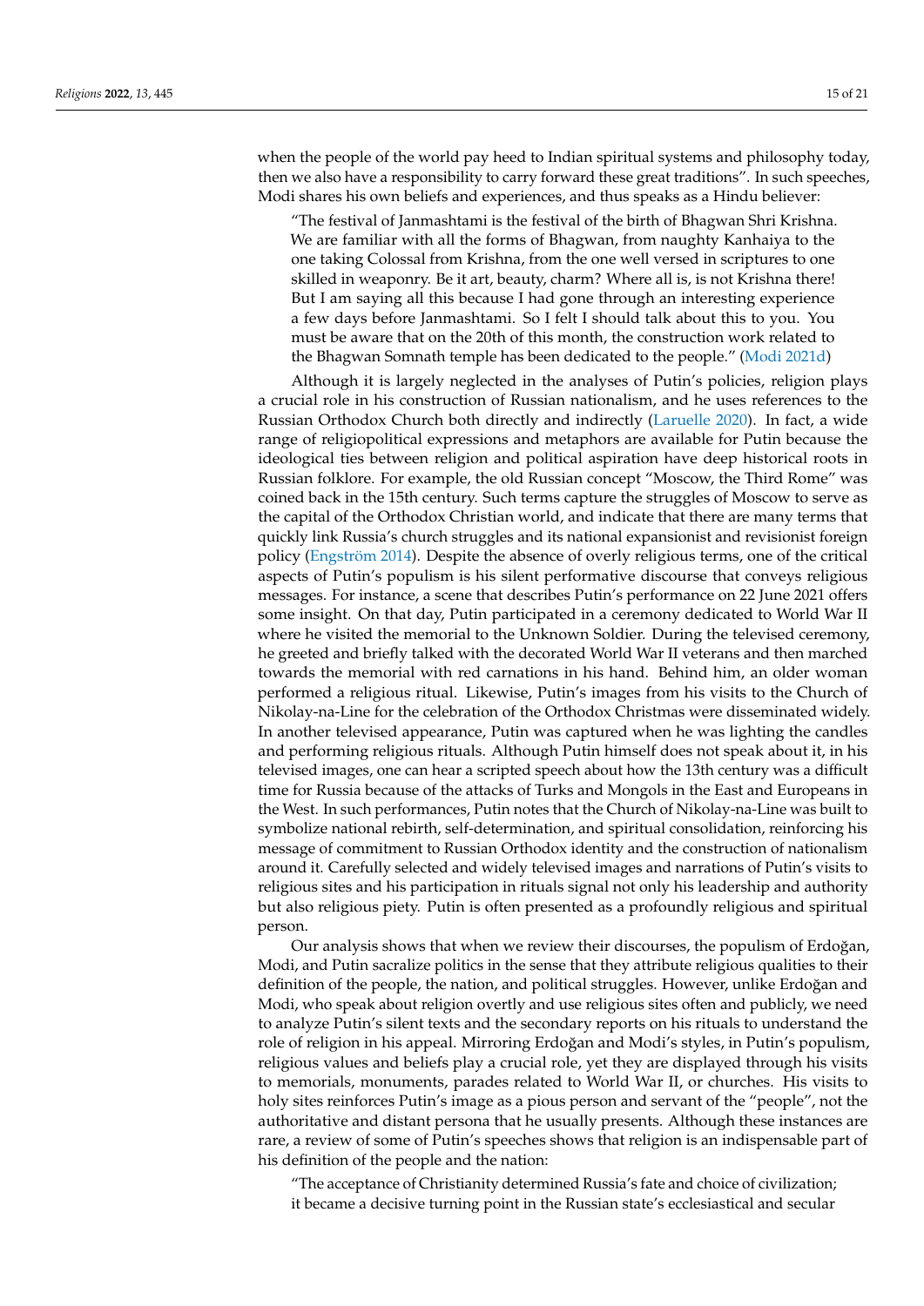when the people of the world pay heed to Indian spiritual systems and philosophy today, then we also have a responsibility to carry forward these great traditions". In such speeches, Modi shares his own beliefs and experiences, and thus speaks as a Hindu believer:

> "The festival of Janmashtami is the festival of the birth of Bhagwan Shri Krishna. We are familiar with all the forms of Bhagwan, from naughty Kanhaiya to the one taking Colossal from Krishna, from the one well versed in scriptures to one skilled in weaponry. Be it art, beauty, charm? Where all is, is not Krishna there! But I am saying all this because I had gone through an interesting experience a few days before Janmashtami. So I felt I should talk about this to you. You must be aware that on the 20th of this month, the construction work related to the Bhagwan Somnath temple has been dedicated to the people." (Modi 2021d)

Although it is largely neglected in the analyses of Putin's policies, religion plays a crucial role in his construction of Russian nationalism, and he uses references to the Russian Orthodox Church both directly and indirectly (Laruelle 2020). In fact, a wide range of religiopolitical expressions and metaphors are available for Putin because the ideological ties between religion and political aspiration have deep historical roots in Russian folklore. For example, the old Russian concept "Moscow, the Third Rome" was coined back in the 15th century. Such terms capture the struggles of Moscow to serve as the capital of the Orthodox Christian world, and indicate that there are many terms that quickly link Russia's church struggles and its national expansionist and revisionist foreign policy (Engström 2014). Despite the absence of overly religious terms, one of the critical aspects of Putin's populism is his silent performative discourse that conveys religious messages. For instance, a scene that describes Putin's performance on 22 June 2021 offers some insight. On that day, Putin participated in a ceremony dedicated to World War II where he visited the memorial to the Unknown Soldier. During the televised ceremony, he greeted and briefly talked with the decorated World War II veterans and then marched towards the memorial with red carnations in his hand. Behind him, an older woman performed a religious ritual. Likewise, Putin's images from his visits to the Church of Nikolay-na-Line for the celebration of the Orthodox Christmas were disseminated widely. In another televised appearance, Putin was captured when he was lighting the candles and performing religious rituals. Although Putin himself does not speak about it, in his televised images, one can hear a scripted speech about how the 13th century was a difficult time for Russia because of the attacks of Turks and Mongols in the East and Europeans in the West. In such performances, Putin notes that the Church of Nikolay-na-Line was built to symbolize national rebirth, self-determination, and spiritual consolidation, reinforcing his message of commitment to Russian Orthodox identity and the construction of nationalism around it. Carefully selected and widely televised images and narrations of Putin's visits to religious sites and his participation in rituals signal not only his leadership and authority but also religious piety. Putin is often presented as a profoundly religious and spiritual person.

Our analysis shows that when we review their discourses, the populism of Erdoğan, Modi, and Putin sacralize politics in the sense that they attribute religious qualities to their definition of the people, the nation, and political struggles. However, unlike Erdoğan and Modi, who speak about religion overtly and use religious sites often and publicly, we need to analyze Putin's silent texts and the secondary reports on his rituals to understand the role of religion in his appeal. Mirroring Erdoğan and Modi's styles, in Putin's populism, religious values and beliefs play a crucial role, yet they are displayed through his visits to memorials, monuments, parades related to World War II, or churches. His visits to holy sites reinforces Putin's image as a pious person and servant of the "people", not the authoritative and distant persona that he usually presents. Although these instances are rare, a review of some of Putin's speeches shows that religion is an indispensable part of his definition of the people and the nation:

> "The acceptance of Christianity determined Russia's fate and choice of civilization; it became a decisive turning point in the Russian state's ecclesiastical and secular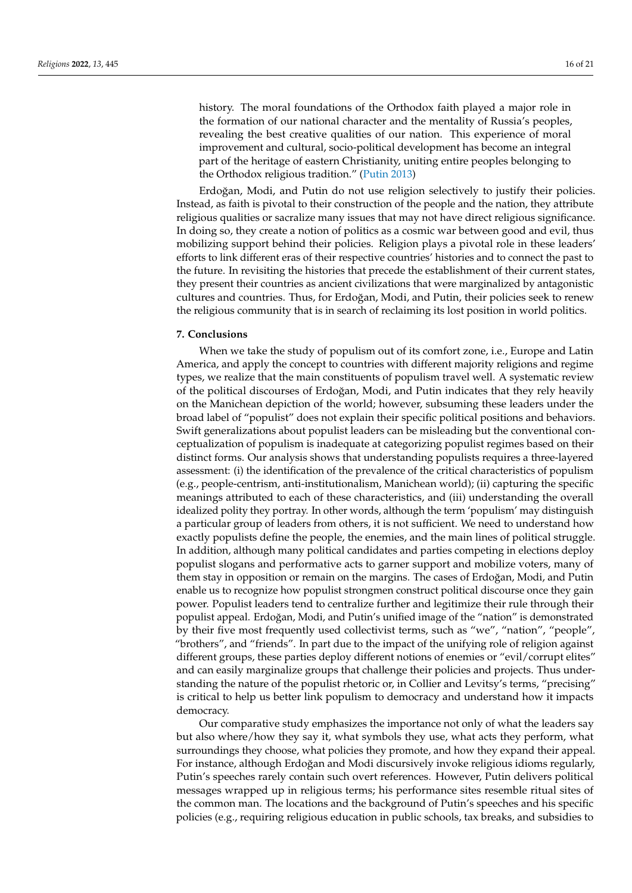history. The moral foundations of the Orthodox faith played a major role in the formation of our national character and the mentality of Russia's peoples, revealing the best creative qualities of our nation. This experience of moral improvement and cultural, socio-political development has become an integral part of the heritage of eastern Christianity, uniting entire peoples belonging to the Orthodox religious tradition." (Putin 2013)

Erdoğan, Modi, and Putin do not use religion selectively to justify their policies. Instead, as faith is pivotal to their construction of the people and the nation, they attribute religious qualities or sacralize many issues that may not have direct religious significance. In doing so, they create a notion of politics as a cosmic war between good and evil, thus mobilizing support behind their policies. Religion plays a pivotal role in these leaders' efforts to link different eras of their respective countries' histories and to connect the past to the future. In revisiting the histories that precede the establishment of their current states, they present their countries as ancient civilizations that were marginalized by antagonistic cultures and countries. Thus, for Erdoğan, Modi, and Putin, their policies seek to renew the religious community that is in search of reclaiming its lost position in world politics.

## 7. Conclusions

When we take the study of populism out of its comfort zone, i.e., Europe and Latin America, and apply the concept to countries with different majority religions and regime types, we realize that the main constituents of populism travel well. A systematic review of the political discourses of Erdoğan, Modi, and Putin indicates that they rely heavily on the Manichean depiction of the world; however, subsuming these leaders under the broad label of "populist" does not explain their specific political positions and behaviors. Swift generalizations about populist leaders can be misleading but the conventional conceptualization of populism is inadequate at categorizing populist regimes based on their distinct forms. Our analysis shows that understanding populists requires a three-layered assessment: (i) the identification of the prevalence of the critical characteristics of populism (e.g., people-centrism, anti-institutionalism, Manichean world); (ii) capturing the specific meanings attributed to each of these characteristics, and (iii) understanding the overall idealized polity they portray. In other words, although the term 'populism' may distinguish a particular group of leaders from others, it is not sufficient. We need to understand how exactly populists define the people, the enemies, and the main lines of political struggle. In addition, although many political candidates and parties competing in elections deploy populist slogans and performative acts to garner support and mobilize voters, many of them stay in opposition or remain on the margins. The cases of Erdoğan, Modi, and Putin enable us to recognize how populist strongmen construct political discourse once they gain power. Populist leaders tend to centralize further and legitimize their rule through their populist appeal. Erdoğan, Modi, and Putin's unified image of the "nation" is demonstrated by their five most frequently used collectivist terms, such as "we", "nation", "people", "brothers", and "friends". In part due to the impact of the unifying role of religion against different groups, these parties deploy different notions of enemies or "evil/corrupt elites" and can easily marginalize groups that challenge their policies and projects. Thus understanding the nature of the populist rhetoric or, in Collier and Levitsy's terms, "precising" is critical to help us better link populism to democracy and understand how it impacts democracy.

Our comparative study emphasizes the importance not only of what the leaders say but also where/how they say it, what symbols they use, what acts they perform, what surroundings they choose, what policies they promote, and how they expand their appeal. For instance, although Erdoğan and Modi discursively invoke religious idioms regularly, Putin's speeches rarely contain such overt references. However, Putin delivers political messages wrapped up in religious terms; his performance sites resemble ritual sites of the common man. The locations and the background of Putin's speeches and his specific policies (e.g., requiring religious education in public schools, tax breaks, and subsidies to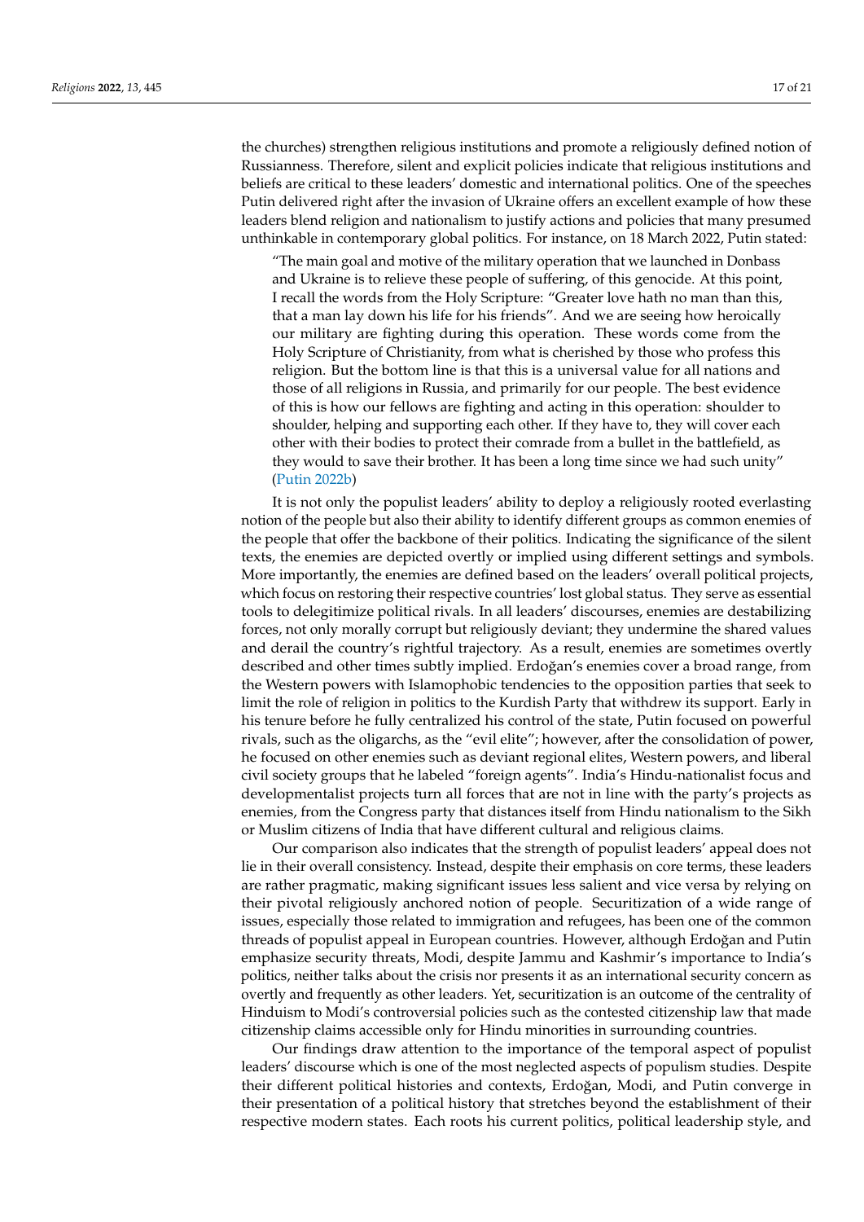the churches) strengthen religious institutions and promote a religiously defined notion of Russianness. Therefore, silent and explicit policies indicate that religious institutions and beliefs are critical to these leaders' domestic and international politics. One of the speeches Putin delivered right after the invasion of Ukraine offers an excellent example of how these leaders blend religion and nationalism to justify actions and policies that many presumed unthinkable in contemporary global politics. For instance, on 18 March 2022, Putin stated:

> "The main goal and motive of the military operation that we launched in Donbass and Ukraine is to relieve these people of suffering, of this genocide. At this point, I recall the words from the Holy Scripture: "Greater love hath no man than this, that a man lay down his life for his friends". And we are seeing how heroically our military are fighting during this operation. These words come from the Holy Scripture of Christianity, from what is cherished by those who profess this religion. But the bottom line is that this is a universal value for all nations and those of all religions in Russia, and primarily for our people. The best evidence of this is how our fellows are fighting and acting in this operation: shoulder to shoulder, helping and supporting each other. If they have to, they will cover each other with their bodies to protect their comrade from a bullet in the battlefield, as they would to save their brother. It has been a long time since we had such unity" (Putin 2022b)

It is not only the populist leaders' ability to deploy a religiously rooted everlasting notion of the people but also their ability to identify different groups as common enemies of the people that offer the backbone of their politics. Indicating the significance of the silent texts, the enemies are depicted overtly or implied using different settings and symbols. More importantly, the enemies are defined based on the leaders' overall political projects, which focus on restoring their respective countries' lost global status. They serve as essential tools to delegitimize political rivals. In all leaders' discourses, enemies are destabilizing forces, not only morally corrupt but religiously deviant; they undermine the shared values and derail the country's rightful trajectory. As a result, enemies are sometimes overtly described and other times subtly implied. Erdoğan's enemies cover a broad range, from the Western powers with Islamophobic tendencies to the opposition parties that seek to limit the role of religion in politics to the Kurdish Party that withdrew its support. Early in his tenure before he fully centralized his control of the state, Putin focused on powerful rivals, such as the oligarchs, as the "evil elite"; however, after the consolidation of power, he focused on other enemies such as deviant regional elites, Western powers, and liberal civil society groups that he labeled "foreign agents". India's Hindu-nationalist focus and developmentalist projects turn all forces that are not in line with the party's projects as enemies, from the Congress party that distances itself from Hindu nationalism to the Sikh or Muslim citizens of India that have different cultural and religious claims.

Our comparison also indicates that the strength of populist leaders' appeal does not lie in their overall consistency. Instead, despite their emphasis on core terms, these leaders are rather pragmatic, making significant issues less salient and vice versa by relying on their pivotal religiously anchored notion of people. Securitization of a wide range of issues, especially those related to immigration and refugees, has been one of the common threads of populist appeal in European countries. However, although Erdoğan and Putin emphasize security threats, Modi, despite Jammu and Kashmir's importance to India's politics, neither talks about the crisis nor presents it as an international security concern as overtly and frequently as other leaders. Yet, securitization is an outcome of the centrality of Hinduism to Modi's controversial policies such as the contested citizenship law that made citizenship claims accessible only for Hindu minorities in surrounding countries.

Our findings draw attention to the importance of the temporal aspect of populist leaders' discourse which is one of the most neglected aspects of populism studies. Despite their different political histories and contexts, Erdoğan, Modi, and Putin converge in their presentation of a political history that stretches beyond the establishment of their respective modern states. Each roots his current politics, political leadership style, and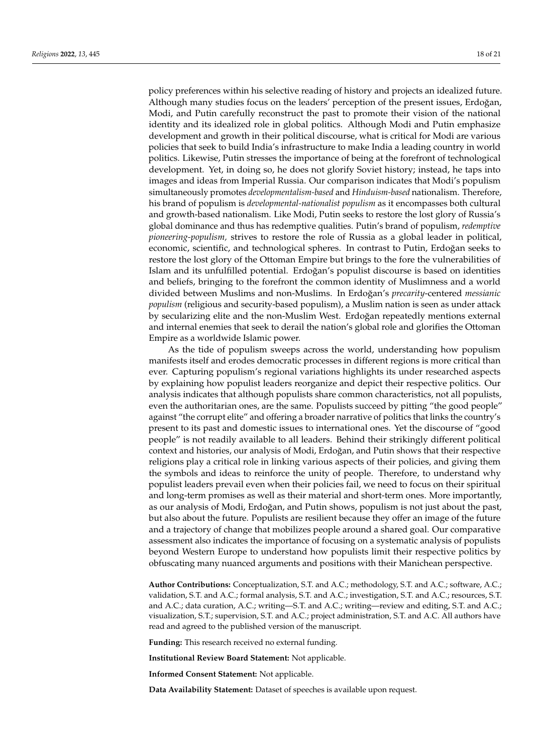policy preferences within his selective reading of history and projects an idealized future. Although many studies focus on the leaders' perception of the present issues, Erdoğan, Modi, and Putin carefully reconstruct the past to promote their vision of the national identity and its idealized role in global politics. Although Modi and Putin emphasize development and growth in their political discourse, what is critical for Modi are various policies that seek to build India's infrastructure to make India a leading country in world politics. Likewise, Putin stresses the importance of being at the forefront of technological development. Yet, in doing so, he does not glorify Soviet history; instead, he taps into images and ideas from Imperial Russia. Our comparison indicates that Modi's populism simultaneously promotes *developmentalism-based* and *Hinduism-based* nationalism. Therefore, his brand of populism is *developmental-nationalist populism* as it encompasses both cultural and growth-based nationalism. Like Modi, Putin seeks to restore the lost glory of Russia's global dominance and thus has redemptive qualities. Putin's brand of populism, *redemptive pioneering-populism,* strives to restore the role of Russia as a global leader in political, economic, scientific, and technological spheres. In contrast to Putin, Erdoğan seeks to restore the lost glory of the Ottoman Empire but brings to the fore the vulnerabilities of Islam and its unfulfilled potential. Erdoğan's populist discourse is based on identities and beliefs, bringing to the forefront the common identity of Muslimness and a world divided between Muslims and non-Muslims. In Erdoğan's *precarity*-centered *messianic populism* (religious and security-based populism), a Muslim nation is seen as under attack by secularizing elite and the non-Muslim West. Erdoğan repeatedly mentions external and internal enemies that seek to derail the nation's global role and glorifies the Ottoman Empire as a worldwide Islamic power.

As the tide of populism sweeps across the world, understanding how populism manifests itself and erodes democratic processes in different regions is more critical than ever. Capturing populism's regional variations highlights its under researched aspects by explaining how populist leaders reorganize and depict their respective politics. Our analysis indicates that although populists share common characteristics, not all populists, even the authoritarian ones, are the same. Populists succeed by pitting "the good people" against "the corrupt elite" and offering a broader narrative of politics that links the country's present to its past and domestic issues to international ones. Yet the discourse of "good people" is not readily available to all leaders. Behind their strikingly different political context and histories, our analysis of Modi, Erdoğan, and Putin shows that their respective religions play a critical role in linking various aspects of their policies, and giving them the symbols and ideas to reinforce the unity of people. Therefore, to understand why populist leaders prevail even when their policies fail, we need to focus on their spiritual and long-term promises as well as their material and short-term ones. More importantly, as our analysis of Modi, Erdoğan, and Putin shows, populism is not just about the past, but also about the future. Populists are resilient because they offer an image of the future and a trajectory of change that mobilizes people around a shared goal. Our comparative assessment also indicates the importance of focusing on a systematic analysis of populists beyond Western Europe to understand how populists limit their respective politics by obfuscating many nuanced arguments and positions with their Manichean perspective.

**Author Contributions:** Conceptualization, S.T. and A.C.; methodology, S.T. and A.C.; software, A.C.; validation, S.T. and A.C.; formal analysis, S.T. and A.C.; investigation, S.T. and A.C.; resources, S.T. and A.C.; data curation, A.C.; writing—S.T. and A.C.; writing—review and editing, S.T. and A.C.; visualization, S.T.; supervision, S.T. and A.C.; project administration, S.T. and A.C. All authors have read and agreed to the published version of the manuscript.

**Funding:** This research received no external funding.

**Institutional Review Board Statement:** Not applicable.

**Informed Consent Statement:** Not applicable.

**Data Availability Statement:** Dataset of speeches is available upon request.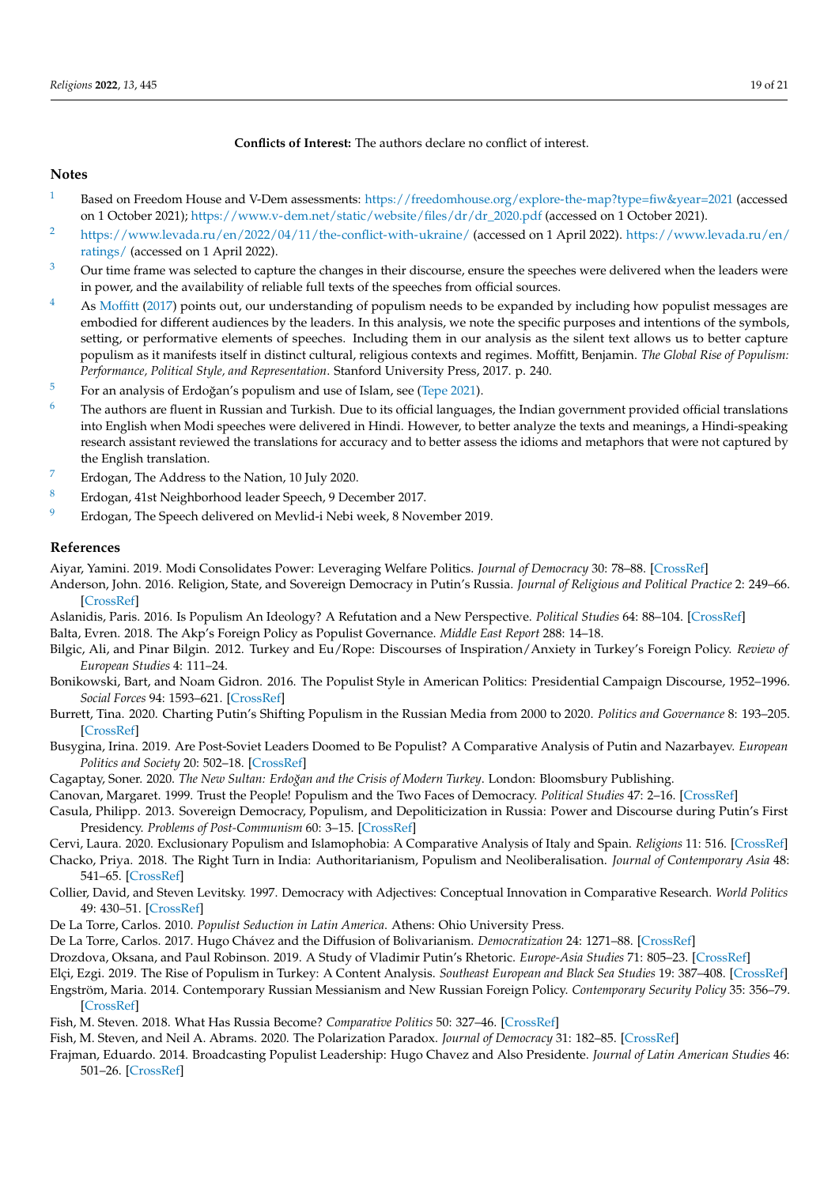**Conflicts of Interest:** The authors declare no conflict of interest.

## Notes

1. Based on Freedom House and V-Dem assessments: https://freedomhouse.org/explore-the-map?type=fiw&year=2021 (accessed on 1 October 2021); https://www.v-dem.net/static/website/files/dr/dr_2020.pdf (accessed on 1 October 2021).
2. https://www.levada.ru/en/2022/04/11/the-conflict-with-ukraine/ (accessed on 1 April 2022). https://www.levada.ru/en/ratings/ (accessed on 1 April 2022).
3. Our time frame was selected to capture the changes in their discourse, ensure the speeches were delivered when the leaders were in power, and the availability of reliable full texts of the speeches from official sources.
4. As Moffitt (2017) points out, our understanding of populism needs to be expanded by including how populist messages are embodied for different audiences by the leaders. In this analysis, we note the specific purposes and intentions of the symbols, setting, or performative elements of speeches. Including them in our analysis as the silent text allows us to better capture populism as it manifests itself in distinct cultural, religious contexts and regimes. Moffitt, Benjamin. *The Global Rise of Populism: Performance, Political Style, and Representation*. Stanford University Press, 2017. p. 240.
5. For an analysis of Erdoğan's populism and use of Islam, see (Tepe 2021).
6. The authors are fluent in Russian and Turkish. Due to its official languages, the Indian government provided official translations into English when Modi speeches were delivered in Hindi. However, to better analyze the texts and meanings, a Hindi-speaking research assistant reviewed the translations for accuracy and to better assess the idioms and metaphors that were not captured by the English translation.
7. Erdogan, The Address to the Nation, 10 July 2020.
8. Erdogan, 41st Neighborhood leader Speech, 9 December 2017.
9. Erdogan, The Speech delivered on Mevlid-i Nebi week, 8 November 2019.

## References

Aiyar, Yamini. 2019. Modi Consolidates Power: Leveraging Welfare Politics. *Journal of Democracy* 30: 78–88. [CrossRef]

Anderson, John. 2016. Religion, State, and Sovereign Democracy in Putin's Russia. *Journal of Religious and Political Practice* 2: 249–66. [CrossRef]

Aslanidis, Paris. 2016. Is Populism An Ideology? A Refutation and a New Perspective. *Political Studies* 64: 88–104. [CrossRef]

Balta, Evren. 2018. The Akp's Foreign Policy as Populist Governance. *Middle East Report* 288: 14–18.

Bilgic, Ali, and Pinar Bilgin. 2012. Turkey and Eu/Rope: Discourses of Inspiration/Anxiety in Turkey's Foreign Policy. *Review of European Studies* 4: 111–24.

Bonikowski, Bart, and Noam Gidron. 2016. The Populist Style in American Politics: Presidential Campaign Discourse, 1952–1996. *Social Forces* 94: 1593–621. [CrossRef]

Burrett, Tina. 2020. Charting Putin's Shifting Populism in the Russian Media from 2000 to 2020. *Politics and Governance* 8: 193–205. [CrossRef]

Busygina, Irina. 2019. Are Post-Soviet Leaders Doomed to Be Populist? A Comparative Analysis of Putin and Nazarbayev. *European Politics and Society* 20: 502–18. [CrossRef]

Cagaptay, Soner. 2020. *The New Sultan: Erdoğan and the Crisis of Modern Turkey*. London: Bloomsbury Publishing.

Canovan, Margaret. 1999. Trust the People! Populism and the Two Faces of Democracy. *Political Studies* 47: 2–16. [CrossRef]

Casula, Philipp. 2013. Sovereign Democracy, Populism, and Depoliticization in Russia: Power and Discourse during Putin's First Presidency. *Problems of Post-Communism* 60: 3–15. [CrossRef]

Cervi, Laura. 2020. Exclusionary Populism and Islamophobia: A Comparative Analysis of Italy and Spain. *Religions* 11: 516. [CrossRef]

Chacko, Priya. 2018. The Right Turn in India: Authoritarianism, Populism and Neoliberalisation. *Journal of Contemporary Asia* 48: 541–65. [CrossRef]

Collier, David, and Steven Levitsky. 1997. Democracy with Adjectives: Conceptual Innovation in Comparative Research. *World Politics* 49: 430–51. [CrossRef]

De La Torre, Carlos. 2010. *Populist Seduction in Latin America*. Athens: Ohio University Press.

De La Torre, Carlos. 2017. Hugo Chávez and the Diffusion of Bolivarianism. *Democratization* 24: 1271–88. [CrossRef]

Drozdova, Oksana, and Paul Robinson. 2019. A Study of Vladimir Putin's Rhetoric. *Europe-Asia Studies* 71: 805–23. [CrossRef]

Elçi, Ezgi. 2019. The Rise of Populism in Turkey: A Content Analysis. *Southeast European and Black Sea Studies* 19: 387–408. [CrossRef]

Engström, Maria. 2014. Contemporary Russian Messianism and New Russian Foreign Policy. *Contemporary Security Policy* 35: 356–79. [CrossRef]

Fish, M. Steven. 2018. What Has Russia Become? *Comparative Politics* 50: 327–46. [CrossRef]

Fish, M. Steven, and Neil A. Abrams. 2020. The Polarization Paradox. *Journal of Democracy* 31: 182–85. [CrossRef]

Frajman, Eduardo. 2014. Broadcasting Populist Leadership: Hugo Chavez and Also Presidente. *Journal of Latin American Studies* 46: 501–26. [CrossRef]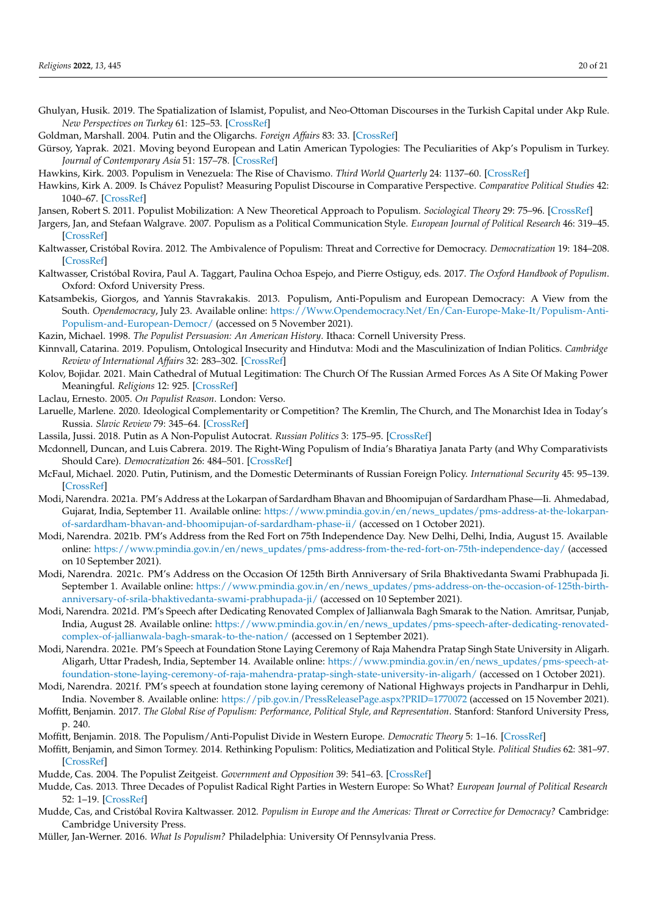Ghulyan, Husik. 2019. The Spatialization of Islamist, Populist, and Neo-Ottoman Discourses in the Turkish Capital under Akp Rule. *New Perspectives on Turkey* 61: 125–53. [CrossRef]

Goldman, Marshall. 2004. Putin and the Oligarchs. *Foreign Affairs* 83: 33. [CrossRef]

Gürsoy, Yaprak. 2021. Moving beyond European and Latin American Typologies: The Peculiarities of Akp's Populism in Turkey. *Journal of Contemporary Asia* 51: 157–78. [CrossRef]

Hawkins, Kirk. 2003. Populism in Venezuela: The Rise of Chavismo. *Third World Quarterly* 24: 1137–60. [CrossRef]

Hawkins, Kirk A. 2009. Is Chávez Populist? Measuring Populist Discourse in Comparative Perspective. *Comparative Political Studies* 42: 1040–67. [CrossRef]

Jansen, Robert S. 2011. Populist Mobilization: A New Theoretical Approach to Populism. *Sociological Theory* 29: 75–96. [CrossRef]

Jargers, Jan, and Stefaan Walgrave. 2007. Populism as a Political Communication Style. *European Journal of Political Research* 46: 319–45. [CrossRef]

Kaltwasser, Cristóbal Rovira. 2012. The Ambivalence of Populism: Threat and Corrective for Democracy. *Democratization* 19: 184–208. [CrossRef]

Kaltwasser, Cristóbal Rovira, Paul A. Taggart, Paulina Ochoa Espejo, and Pierre Ostiguy, eds. 2017. *The Oxford Handbook of Populism*. Oxford: Oxford University Press.

Katsambekis, Giorgos, and Yannis Stavrakakis. 2013. Populism, Anti-Populism and European Democracy: A View from the South. *Opendemocracy*, July 23. Available online: https://Www.Opendemocracy.Net/En/Can-Europe-Make-It/Populism-Anti-Populism-and-European-Democr/ (accessed on 5 November 2021).

Kazin, Michael. 1998. *The Populist Persuasion: An American History*. Ithaca: Cornell University Press.

Kinnvall, Catarina. 2019. Populism, Ontological Insecurity and Hindutva: Modi and the Masculinization of Indian Politics. *Cambridge Review of International Affairs* 32: 283–302. [CrossRef]

Kolov, Bojidar. 2021. Main Cathedral of Mutual Legitimation: The Church Of The Russian Armed Forces As A Site Of Making Power Meaningful. *Religions* 12: 925. [CrossRef]

Laclau, Ernesto. 2005. *On Populist Reason*. London: Verso.

Laruelle, Marlene. 2020. Ideological Complementarity or Competition? The Kremlin, The Church, and The Monarchist Idea in Today's Russia. *Slavic Review* 79: 345–64. [CrossRef]

Lassila, Jussi. 2018. Putin as A Non-Populist Autocrat. *Russian Politics* 3: 175–95. [CrossRef]

Mcdonnell, Duncan, and Luis Cabrera. 2019. The Right-Wing Populism of India's Bharatiya Janata Party (and Why Comparativists Should Care). *Democratization* 26: 484–501. [CrossRef]

McFaul, Michael. 2020. Putin, Putinism, and the Domestic Determinants of Russian Foreign Policy. *International Security* 45: 95–139. [CrossRef]

Modi, Narendra. 2021a. PM's Address at the Lokarpan of Sardardham Bhavan and Bhoomipujan of Sardardham Phase—Ii. Ahmedabad, Gujarat, India, September 11. Available online: https://www.pmindia.gov.in/en/news_updates/pms-address-at-the-lokarpan-of-sardardham-bhavan-and-bhoomipujan-of-sardardham-phase-ii/ (accessed on 1 October 2021).

Modi, Narendra. 2021b. PM's Address from the Red Fort on 75th Independence Day. New Delhi, Delhi, India, August 15. Available online: https://www.pmindia.gov.in/en/news_updates/pms-address-from-the-red-fort-on-75th-independence-day/ (accessed on 10 September 2021).

Modi, Narendra. 2021c. PM's Address on the Occasion Of 125th Birth Anniversary of Srila Bhaktivedanta Swami Prabhupada Ji. September 1. Available online: https://www.pmindia.gov.in/en/news_updates/pms-address-on-the-occasion-of-125th-birth-anniversary-of-srila-bhaktivedanta-swami-prabhupada-ji/ (accessed on 10 September 2021).

Modi, Narendra. 2021d. PM's Speech after Dedicating Renovated Complex of Jallianwala Bagh Smarak to the Nation. Amritsar, Punjab, India, August 28. Available online: https://www.pmindia.gov.in/en/news_updates/pms-speech-after-dedicating-renovated-complex-of-jallianwala-bagh-smarak-to-the-nation/ (accessed on 1 September 2021).

Modi, Narendra. 2021e. PM's Speech at Foundation Stone Laying Ceremony of Raja Mahendra Pratap Singh State University in Aligarh. Aligarh, Uttar Pradesh, India, September 14. Available online: https://www.pmindia.gov.in/en/news_updates/pms-speech-at-foundation-stone-laying-ceremony-of-raja-mahendra-pratap-singh-state-university-in-aligarh/ (accessed on 1 October 2021).

Modi, Narendra. 2021f. PM's speech at foundation stone laying ceremony of National Highways projects in Pandharpur in Dehli, India. November 8. Available online: https://pib.gov.in/PressReleasePage.aspx?PRID=1770072 (accessed on 15 November 2021).

Moffitt, Benjamin. 2017. *The Global Rise of Populism: Performance, Political Style, and Representation*. Stanford: Stanford University Press, p. 240.

Moffitt, Benjamin. 2018. The Populism/Anti-Populist Divide in Western Europe. *Democratic Theory* 5: 1–16. [CrossRef]

Moffitt, Benjamin, and Simon Tormey. 2014. Rethinking Populism: Politics, Mediatization and Political Style. *Political Studies* 62: 381–97. [CrossRef]

Mudde, Cas. 2004. The Populist Zeitgeist. *Government and Opposition* 39: 541–63. [CrossRef]

Mudde, Cas. 2013. Three Decades of Populist Radical Right Parties in Western Europe: So What? *European Journal of Political Research* 52: 1–19. [CrossRef]

Mudde, Cas, and Cristóbal Rovira Kaltwasser. 2012. *Populism in Europe and the Americas: Threat or Corrective for Democracy?* Cambridge: Cambridge University Press.

Müller, Jan-Werner. 2016. *What Is Populism?* Philadelphia: University Of Pennsylvania Press.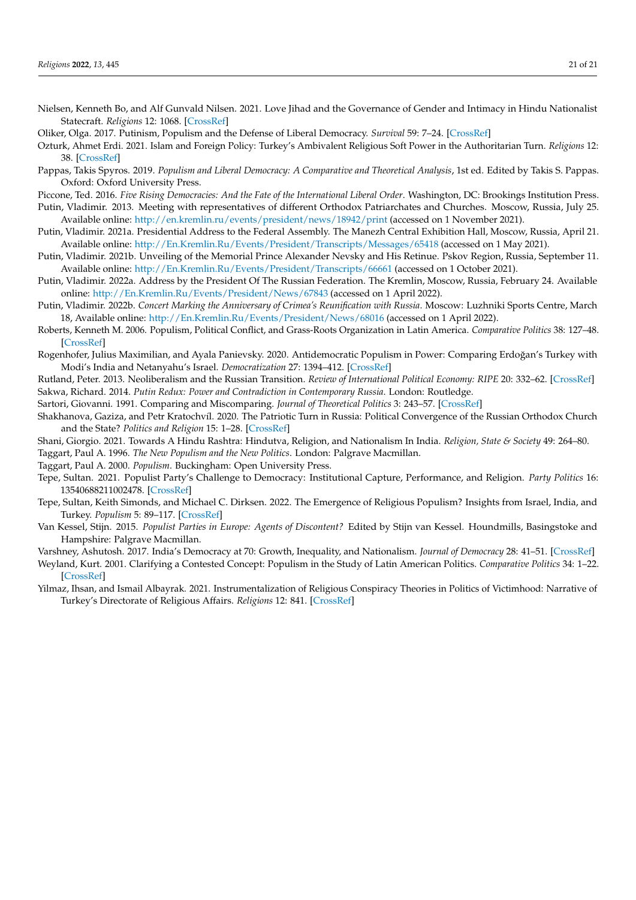Nielsen, Kenneth Bo, and Alf Gunvald Nilsen. 2021. Love Jihad and the Governance of Gender and Intimacy in Hindu Nationalist Statecraft. *Religions* 12: 1068. [CrossRef]

Oliker, Olga. 2017. Putinism, Populism and the Defense of Liberal Democracy. *Survival* 59: 7–24. [CrossRef]

Ozturk, Ahmet Erdi. 2021. Islam and Foreign Policy: Turkey's Ambivalent Religious Soft Power in the Authoritarian Turn. *Religions* 12: 38. [CrossRef]

Pappas, Takis Spyros. 2019. *Populism and Liberal Democracy: A Comparative and Theoretical Analysis*, 1st ed. Edited by Takis S. Pappas. Oxford: Oxford University Press.

Piccone, Ted. 2016. *Five Rising Democracies: And the Fate of the International Liberal Order*. Washington, DC: Brookings Institution Press.

Putin, Vladimir. 2013. Meeting with representatives of different Orthodox Patriarchates and Churches. Moscow, Russia, July 25. Available online: http://en.kremlin.ru/events/president/news/18942/print (accessed on 1 November 2021).

Putin, Vladimir. 2021a. Presidential Address to the Federal Assembly. The Manezh Central Exhibition Hall, Moscow, Russia, April 21. Available online: http://En.Kremlin.Ru/Events/President/Transcripts/Messages/65418 (accessed on 1 May 2021).

Putin, Vladimir. 2021b. Unveiling of the Memorial Prince Alexander Nevsky and His Retinue. Pskov Region, Russia, September 11. Available online: http://En.Kremlin.Ru/Events/President/Transcripts/66661 (accessed on 1 October 2021).

Putin, Vladimir. 2022a. Address by the President Of The Russian Federation. The Kremlin, Moscow, Russia, February 24. Available online: http://En.Kremlin.Ru/Events/President/News/67843 (accessed on 1 April 2022).

Putin, Vladimir. 2022b. *Concert Marking the Anniversary of Crimea's Reunification with Russia*. Moscow: Luzhniki Sports Centre, March 18, Available online: http://En.Kremlin.Ru/Events/President/News/68016 (accessed on 1 April 2022).

Roberts, Kenneth M. 2006. Populism, Political Conflict, and Grass-Roots Organization in Latin America. *Comparative Politics* 38: 127–48. [CrossRef]

Rogenhofer, Julius Maximilian, and Ayala Panievsky. 2020. Antidemocratic Populism in Power: Comparing Erdoğan's Turkey with Modi's India and Netanyahu's Israel. *Democratization* 27: 1394–412. [CrossRef]

Rutland, Peter. 2013. Neoliberalism and the Russian Transition. *Review of International Political Economy: RIPE* 20: 332–62. [CrossRef]

Sakwa, Richard. 2014. *Putin Redux: Power and Contradiction in Contemporary Russia*. London: Routledge.

Sartori, Giovanni. 1991. Comparing and Miscomparing. *Journal of Theoretical Politics* 3: 243–57. [CrossRef]

Shakhanova, Gaziza, and Petr Kratochvíl. 2020. The Patriotic Turn in Russia: Political Convergence of the Russian Orthodox Church and the State? *Politics and Religion* 15: 1–28. [CrossRef]

Shani, Giorgio. 2021. Towards A Hindu Rashtra: Hindutva, Religion, and Nationalism In India. *Religion, State & Society* 49: 264–80.

Taggart, Paul A. 1996. *The New Populism and the New Politics*. London: Palgrave Macmillan.

Taggart, Paul A. 2000. *Populism*. Buckingham: Open University Press.

Tepe, Sultan. 2021. Populist Party's Challenge to Democracy: Institutional Capture, Performance, and Religion. *Party Politics* 16: 13540688211002478. [CrossRef]

Tepe, Sultan, Keith Simonds, and Michael C. Dirksen. 2022. The Emergence of Religious Populism? Insights from Israel, India, and Turkey. *Populism* 5: 89–117. [CrossRef]

Van Kessel, Stijn. 2015. *Populist Parties in Europe: Agents of Discontent?* Edited by Stijn van Kessel. Houndmills, Basingstoke and Hampshire: Palgrave Macmillan.

Varshney, Ashutosh. 2017. India's Democracy at 70: Growth, Inequality, and Nationalism. *Journal of Democracy* 28: 41–51. [CrossRef]

Weyland, Kurt. 2001. Clarifying a Contested Concept: Populism in the Study of Latin American Politics. *Comparative Politics* 34: 1–22. [CrossRef]

Yilmaz, Ihsan, and Ismail Albayrak. 2021. Instrumentalization of Religious Conspiracy Theories in Politics of Victimhood: Narrative of Turkey's Directorate of Religious Affairs. *Religions* 12: 841. [CrossRef]